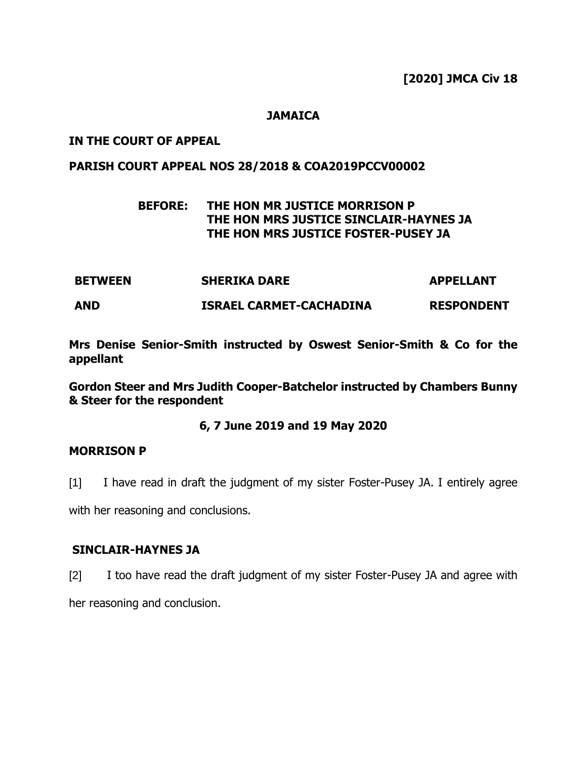**[2020] JMCA Civ 18**

**JAMAICA**

**IN THE COURT OF APPEAL**

**PARISH COURT APPEAL NOS 28/2018 & COA2019PCCV00002**

**BEFORE: THE HON MR JUSTICE MORRISON P**
**THE HON MRS JUSTICE SINCLAIR-HAYNES JA**
**THE HON MRS JUSTICE FOSTER-PUSEY JA**

| | | |
|---|---|---|
| **BETWEEN** | **SHERIKA DARE** | **APPELLANT** |
| **AND** | **ISRAEL CARMET-CACHADINA** | **RESPONDENT** |

**Mrs Denise Senior-Smith instructed by Oswest Senior-Smith & Co for the appellant**

**Gordon Steer and Mrs Judith Cooper-Batchelor instructed by Chambers Bunny & Steer for the respondent**

**6, 7 June 2019 and 19 May 2020**

**MORRISON P**

[1] I have read in draft the judgment of my sister Foster-Pusey JA. I entirely agree with her reasoning and conclusions.

**SINCLAIR-HAYNES JA**

[2] I too have read the draft judgment of my sister Foster-Pusey JA and agree with her reasoning and conclusion.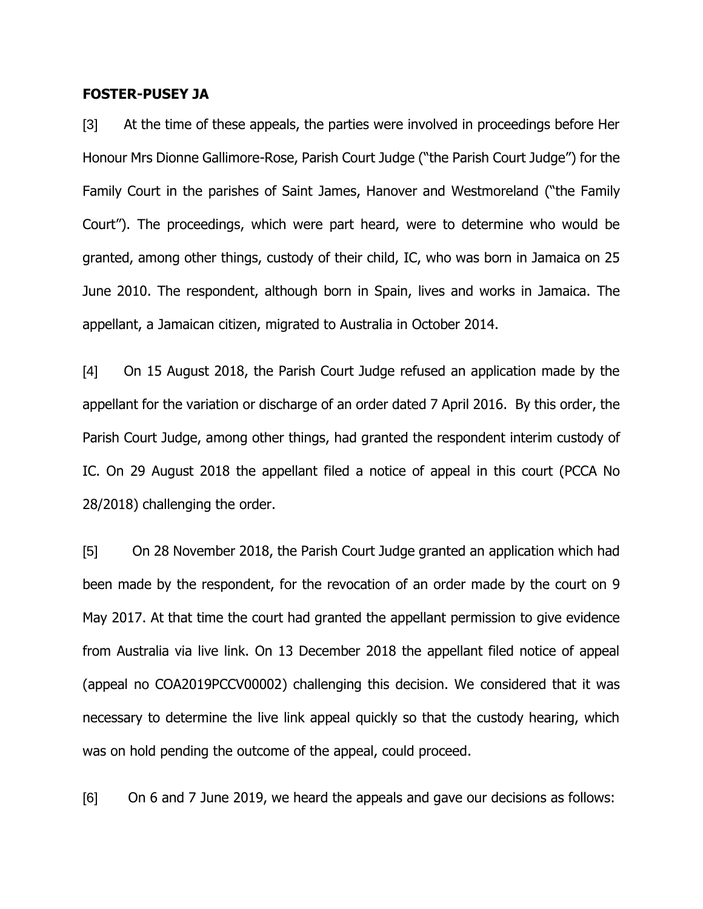**FOSTER-PUSEY JA**

[3] At the time of these appeals, the parties were involved in proceedings before Her Honour Mrs Dionne Gallimore-Rose, Parish Court Judge ("the Parish Court Judge") for the Family Court in the parishes of Saint James, Hanover and Westmoreland ("the Family Court"). The proceedings, which were part heard, were to determine who would be granted, among other things, custody of their child, IC, who was born in Jamaica on 25 June 2010. The respondent, although born in Spain, lives and works in Jamaica. The appellant, a Jamaican citizen, migrated to Australia in October 2014.

[4] On 15 August 2018, the Parish Court Judge refused an application made by the appellant for the variation or discharge of an order dated 7 April 2016. By this order, the Parish Court Judge, among other things, had granted the respondent interim custody of IC. On 29 August 2018 the appellant filed a notice of appeal in this court (PCCA No 28/2018) challenging the order.

[5] On 28 November 2018, the Parish Court Judge granted an application which had been made by the respondent, for the revocation of an order made by the court on 9 May 2017. At that time the court had granted the appellant permission to give evidence from Australia via live link. On 13 December 2018 the appellant filed notice of appeal (appeal no COA2019PCCV00002) challenging this decision. We considered that it was necessary to determine the live link appeal quickly so that the custody hearing, which was on hold pending the outcome of the appeal, could proceed.

[6] On 6 and 7 June 2019, we heard the appeals and gave our decisions as follows: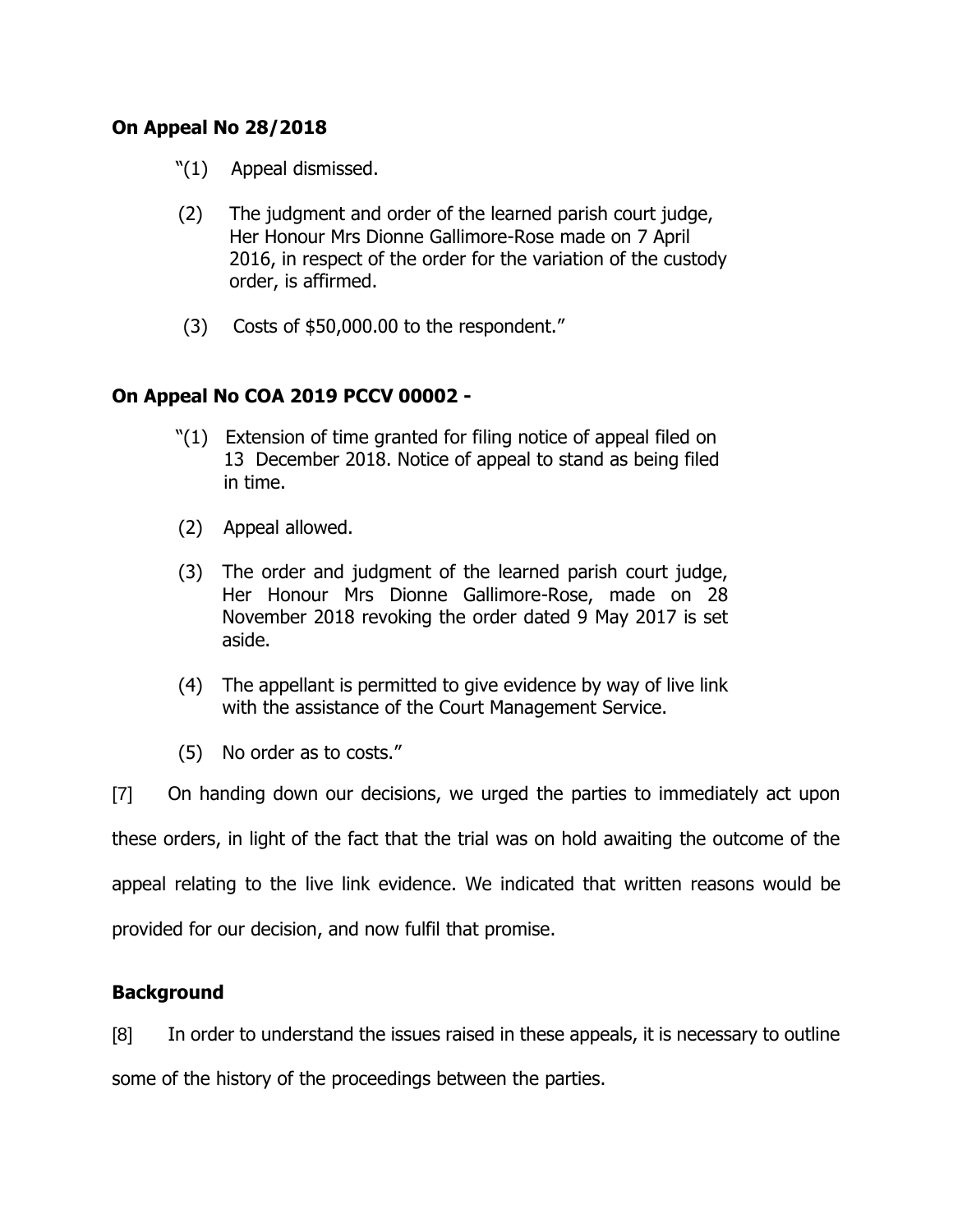### On Appeal No 28/2018

"(1) Appeal dismissed.

(2) The judgment and order of the learned parish court judge, Her Honour Mrs Dionne Gallimore-Rose made on 7 April 2016, in respect of the order for the variation of the custody order, is affirmed.

(3) Costs of $50,000.00 to the respondent."

### On Appeal No COA 2019 PCCV 00002 -

"(1) Extension of time granted for filing notice of appeal filed on 13 December 2018. Notice of appeal to stand as being filed in time.

(2) Appeal allowed.

(3) The order and judgment of the learned parish court judge, Her Honour Mrs Dionne Gallimore-Rose, made on 28 November 2018 revoking the order dated 9 May 2017 is set aside.

(4) The appellant is permitted to give evidence by way of live link with the assistance of the Court Management Service.

(5) No order as to costs."

[7] On handing down our decisions, we urged the parties to immediately act upon these orders, in light of the fact that the trial was on hold awaiting the outcome of the appeal relating to the live link evidence. We indicated that written reasons would be provided for our decision, and now fulfil that promise.

### Background

[8] In order to understand the issues raised in these appeals, it is necessary to outline some of the history of the proceedings between the parties.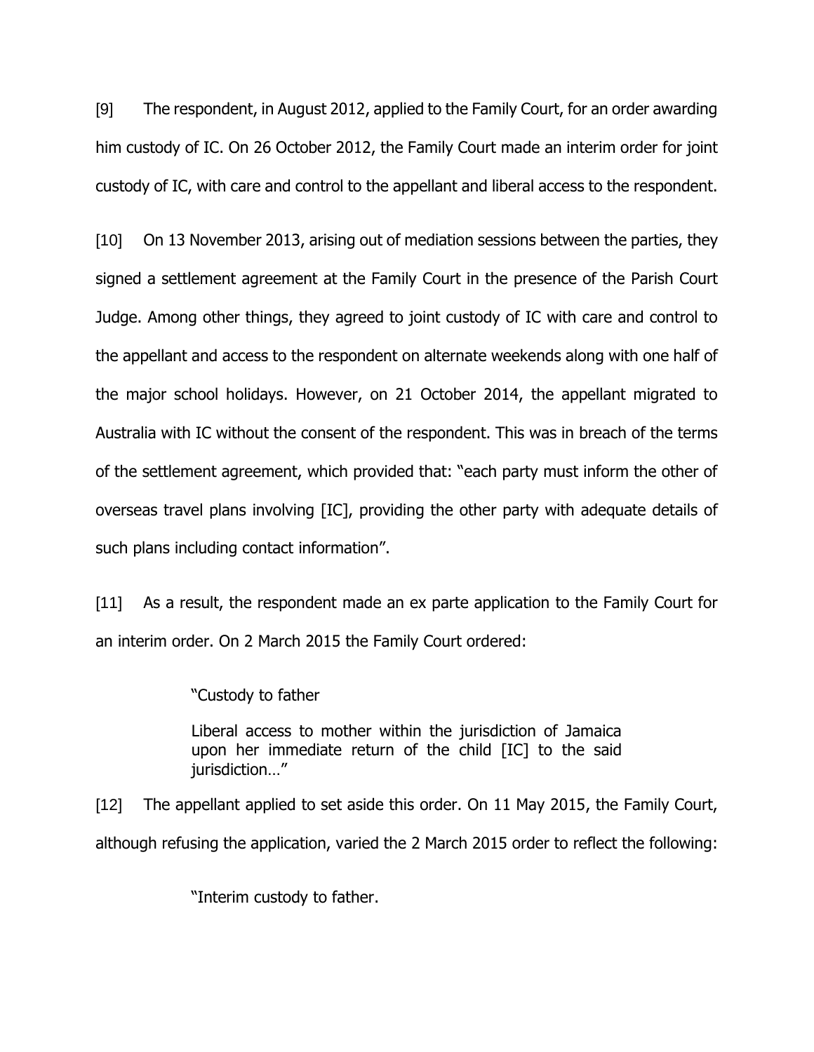[9] The respondent, in August 2012, applied to the Family Court, for an order awarding him custody of IC. On 26 October 2012, the Family Court made an interim order for joint custody of IC, with care and control to the appellant and liberal access to the respondent.

[10] On 13 November 2013, arising out of mediation sessions between the parties, they signed a settlement agreement at the Family Court in the presence of the Parish Court Judge. Among other things, they agreed to joint custody of IC with care and control to the appellant and access to the respondent on alternate weekends along with one half of the major school holidays. However, on 21 October 2014, the appellant migrated to Australia with IC without the consent of the respondent. This was in breach of the terms of the settlement agreement, which provided that: "each party must inform the other of overseas travel plans involving [IC], providing the other party with adequate details of such plans including contact information".

[11] As a result, the respondent made an ex parte application to the Family Court for an interim order. On 2 March 2015 the Family Court ordered:

> "Custody to father
>
> Liberal access to mother within the jurisdiction of Jamaica upon her immediate return of the child [IC] to the said jurisdiction…"

[12] The appellant applied to set aside this order. On 11 May 2015, the Family Court, although refusing the application, varied the 2 March 2015 order to reflect the following:

> "Interim custody to father.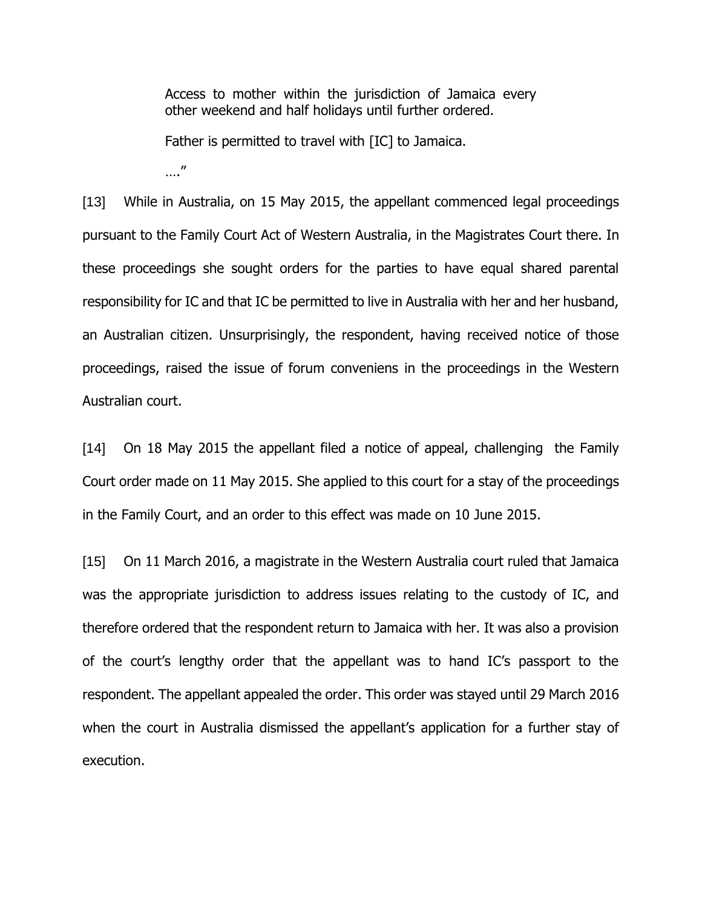> Access to mother within the jurisdiction of Jamaica every other weekend and half holidays until further ordered.
>
> Father is permitted to travel with [IC] to Jamaica.
>
> …."

[13] While in Australia, on 15 May 2015, the appellant commenced legal proceedings pursuant to the Family Court Act of Western Australia, in the Magistrates Court there. In these proceedings she sought orders for the parties to have equal shared parental responsibility for IC and that IC be permitted to live in Australia with her and her husband, an Australian citizen. Unsurprisingly, the respondent, having received notice of those proceedings, raised the issue of forum conveniens in the proceedings in the Western Australian court.

[14] On 18 May 2015 the appellant filed a notice of appeal, challenging the Family Court order made on 11 May 2015. She applied to this court for a stay of the proceedings in the Family Court, and an order to this effect was made on 10 June 2015.

[15] On 11 March 2016, a magistrate in the Western Australia court ruled that Jamaica was the appropriate jurisdiction to address issues relating to the custody of IC, and therefore ordered that the respondent return to Jamaica with her. It was also a provision of the court's lengthy order that the appellant was to hand IC's passport to the respondent. The appellant appealed the order. This order was stayed until 29 March 2016 when the court in Australia dismissed the appellant's application for a further stay of execution.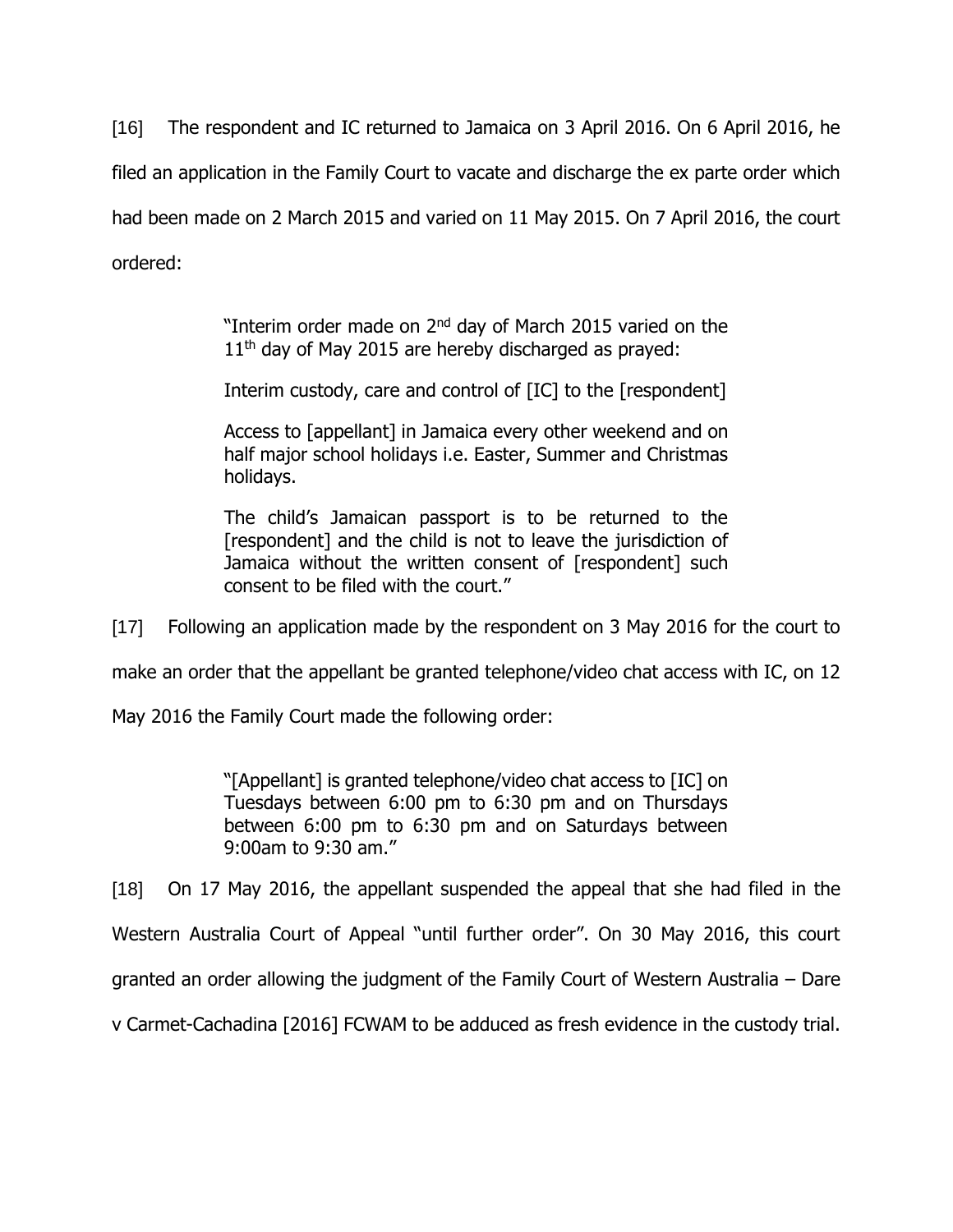[16] The respondent and IC returned to Jamaica on 3 April 2016. On 6 April 2016, he filed an application in the Family Court to vacate and discharge the ex parte order which had been made on 2 March 2015 and varied on 11 May 2015. On 7 April 2016, the court ordered:

> "Interim order made on 2nd day of March 2015 varied on the 11th day of May 2015 are hereby discharged as prayed:
>
> Interim custody, care and control of [IC] to the [respondent]
>
> Access to [appellant] in Jamaica every other weekend and on half major school holidays i.e. Easter, Summer and Christmas holidays.
>
> The child's Jamaican passport is to be returned to the [respondent] and the child is not to leave the jurisdiction of Jamaica without the written consent of [respondent] such consent to be filed with the court."

[17] Following an application made by the respondent on 3 May 2016 for the court to make an order that the appellant be granted telephone/video chat access with IC, on 12 May 2016 the Family Court made the following order:

> "[Appellant] is granted telephone/video chat access to [IC] on Tuesdays between 6:00 pm to 6:30 pm and on Thursdays between 6:00 pm to 6:30 pm and on Saturdays between 9:00am to 9:30 am."

[18] On 17 May 2016, the appellant suspended the appeal that she had filed in the Western Australia Court of Appeal "until further order". On 30 May 2016, this court granted an order allowing the judgment of the Family Court of Western Australia – Dare v Carmet-Cachadina [2016] FCWAM to be adduced as fresh evidence in the custody trial.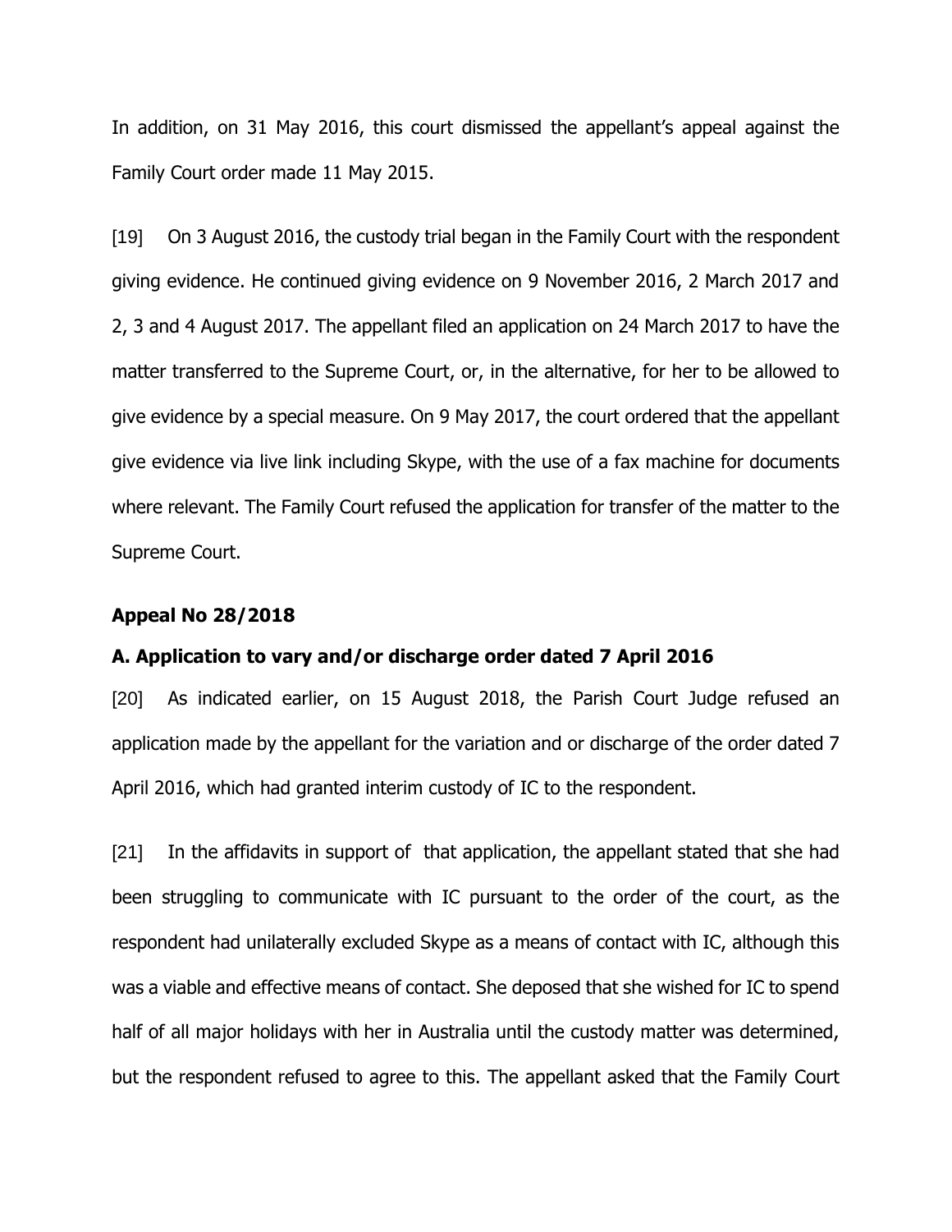In addition, on 31 May 2016, this court dismissed the appellant's appeal against the Family Court order made 11 May 2015.

[19] On 3 August 2016, the custody trial began in the Family Court with the respondent giving evidence. He continued giving evidence on 9 November 2016, 2 March 2017 and 2, 3 and 4 August 2017. The appellant filed an application on 24 March 2017 to have the matter transferred to the Supreme Court, or, in the alternative, for her to be allowed to give evidence by a special measure. On 9 May 2017, the court ordered that the appellant give evidence via live link including Skype, with the use of a fax machine for documents where relevant. The Family Court refused the application for transfer of the matter to the Supreme Court.

**Appeal No 28/2018**

**A. Application to vary and/or discharge order dated 7 April 2016**

[20] As indicated earlier, on 15 August 2018, the Parish Court Judge refused an application made by the appellant for the variation and or discharge of the order dated 7 April 2016, which had granted interim custody of IC to the respondent.

[21] In the affidavits in support of that application, the appellant stated that she had been struggling to communicate with IC pursuant to the order of the court, as the respondent had unilaterally excluded Skype as a means of contact with IC, although this was a viable and effective means of contact. She deposed that she wished for IC to spend half of all major holidays with her in Australia until the custody matter was determined, but the respondent refused to agree to this. The appellant asked that the Family Court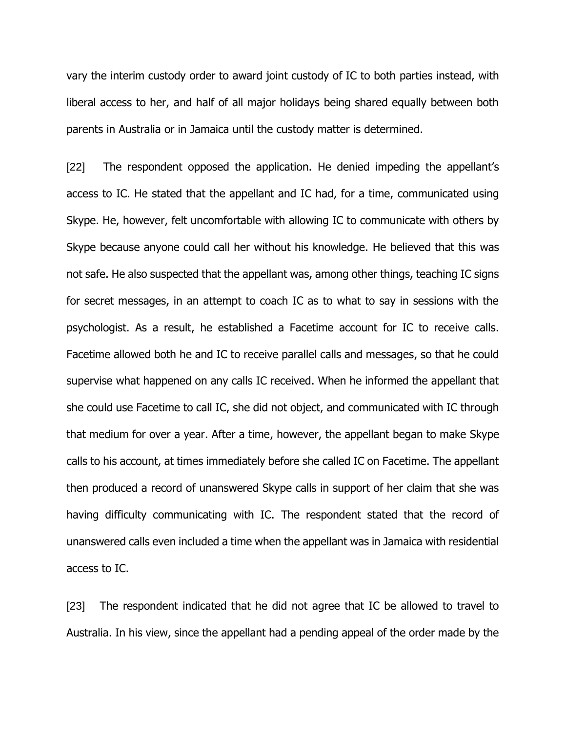vary the interim custody order to award joint custody of IC to both parties instead, with liberal access to her, and half of all major holidays being shared equally between both parents in Australia or in Jamaica until the custody matter is determined.

[22] The respondent opposed the application. He denied impeding the appellant's access to IC. He stated that the appellant and IC had, for a time, communicated using Skype. He, however, felt uncomfortable with allowing IC to communicate with others by Skype because anyone could call her without his knowledge. He believed that this was not safe. He also suspected that the appellant was, among other things, teaching IC signs for secret messages, in an attempt to coach IC as to what to say in sessions with the psychologist. As a result, he established a Facetime account for IC to receive calls. Facetime allowed both he and IC to receive parallel calls and messages, so that he could supervise what happened on any calls IC received. When he informed the appellant that she could use Facetime to call IC, she did not object, and communicated with IC through that medium for over a year. After a time, however, the appellant began to make Skype calls to his account, at times immediately before she called IC on Facetime. The appellant then produced a record of unanswered Skype calls in support of her claim that she was having difficulty communicating with IC. The respondent stated that the record of unanswered calls even included a time when the appellant was in Jamaica with residential access to IC.

[23] The respondent indicated that he did not agree that IC be allowed to travel to Australia. In his view, since the appellant had a pending appeal of the order made by the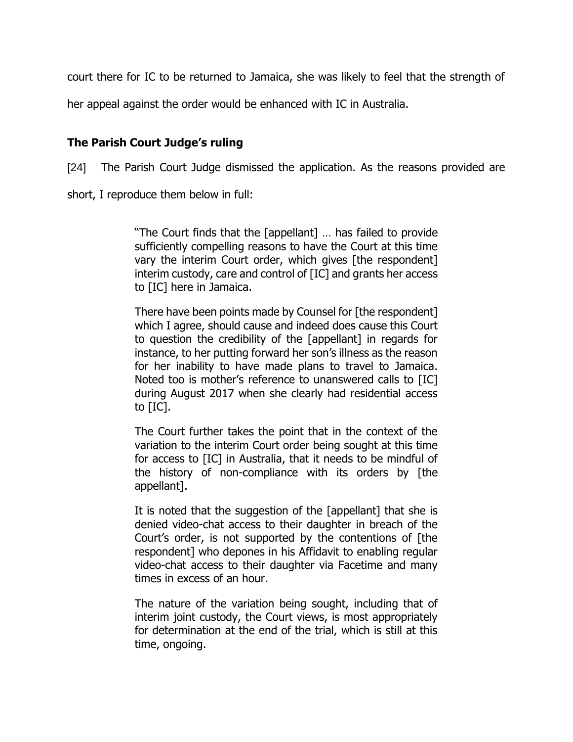court there for IC to be returned to Jamaica, she was likely to feel that the strength of her appeal against the order would be enhanced with IC in Australia.

## The Parish Court Judge's ruling

[24] The Parish Court Judge dismissed the application. As the reasons provided are short, I reproduce them below in full:

> "The Court finds that the [appellant] … has failed to provide sufficiently compelling reasons to have the Court at this time vary the interim Court order, which gives [the respondent] interim custody, care and control of [IC] and grants her access to [IC] here in Jamaica.
>
> There have been points made by Counsel for [the respondent] which I agree, should cause and indeed does cause this Court to question the credibility of the [appellant] in regards for instance, to her putting forward her son's illness as the reason for her inability to have made plans to travel to Jamaica. Noted too is mother's reference to unanswered calls to [IC] during August 2017 when she clearly had residential access to [IC].
>
> The Court further takes the point that in the context of the variation to the interim Court order being sought at this time for access to [IC] in Australia, that it needs to be mindful of the history of non-compliance with its orders by [the appellant].
>
> It is noted that the suggestion of the [appellant] that she is denied video-chat access to their daughter in breach of the Court's order, is not supported by the contentions of [the respondent] who depones in his Affidavit to enabling regular video-chat access to their daughter via Facetime and many times in excess of an hour.
>
> The nature of the variation being sought, including that of interim joint custody, the Court views, is most appropriately for determination at the end of the trial, which is still at this time, ongoing.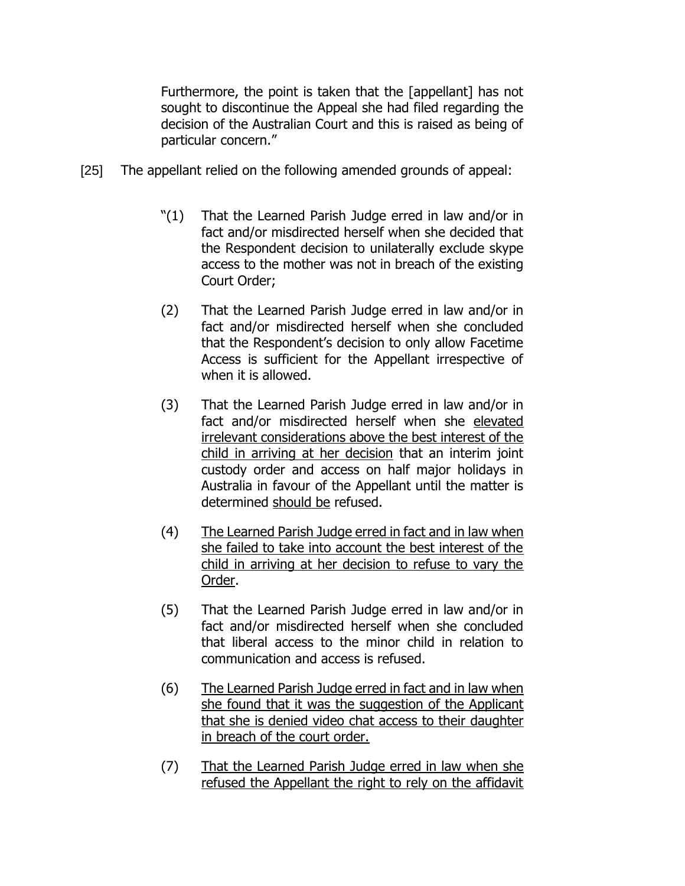Furthermore, the point is taken that the [appellant] has not sought to discontinue the Appeal she had filed regarding the decision of the Australian Court and this is raised as being of particular concern."

[25] The appellant relied on the following amended grounds of appeal:

> "(1) That the Learned Parish Judge erred in law and/or in fact and/or misdirected herself when she decided that the Respondent decision to unilaterally exclude skype access to the mother was not in breach of the existing Court Order;
>
> (2) That the Learned Parish Judge erred in law and/or in fact and/or misdirected herself when she concluded that the Respondent's decision to only allow Facetime Access is sufficient for the Appellant irrespective of when it is allowed.
>
> (3) That the Learned Parish Judge erred in law and/or in fact and/or misdirected herself when she <u>elevated irrelevant considerations above the best interest of the child in arriving at her decision</u> that an interim joint custody order and access on half major holidays in Australia in favour of the Appellant until the matter is determined <u>should be</u> refused.
>
> (4) <u>The Learned Parish Judge erred in fact and in law when she failed to take into account the best interest of the child in arriving at her decision to refuse to vary the Order</u>.
>
> (5) That the Learned Parish Judge erred in law and/or in fact and/or misdirected herself when she concluded that liberal access to the minor child in relation to communication and access is refused.
>
> (6) <u>The Learned Parish Judge erred in fact and in law when she found that it was the suggestion of the Applicant that she is denied video chat access to their daughter in breach of the court order.</u>
>
> (7) <u>That the Learned Parish Judge erred in law when she refused the Appellant the right to rely on the affidavit</u>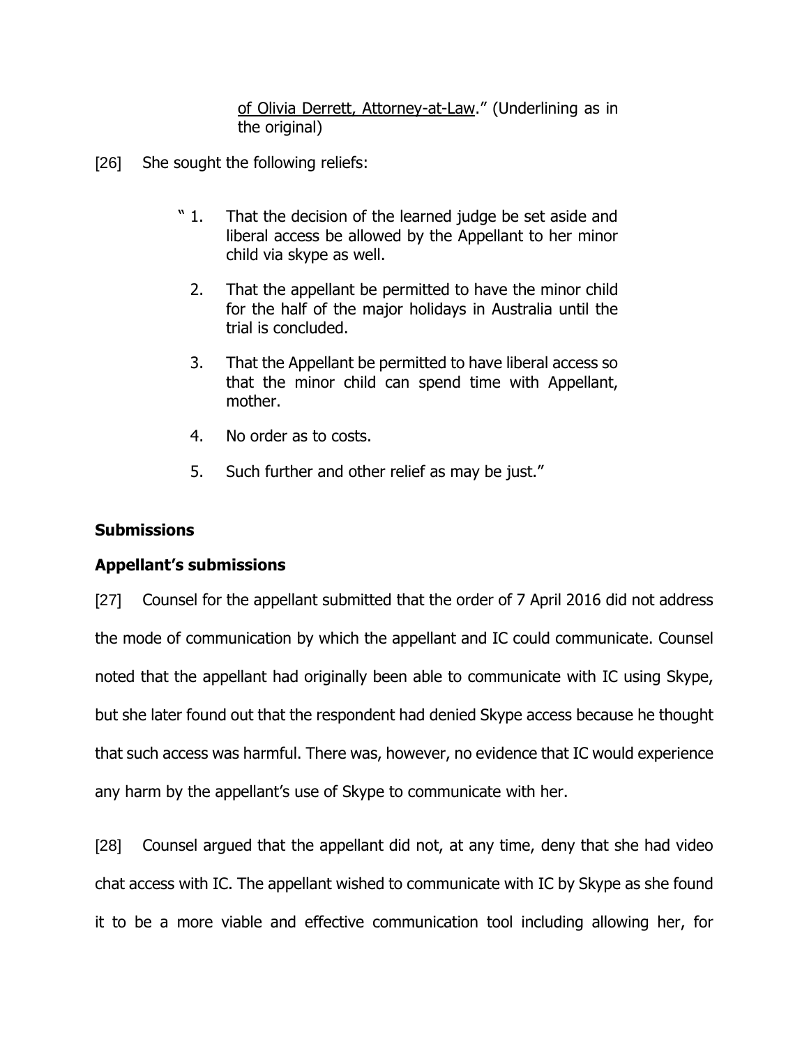of Olivia Derrett, Attorney-at-Law." (Underlining as in the original)

[26] She sought the following reliefs:

> " 1. That the decision of the learned judge be set aside and liberal access be allowed by the Appellant to her minor child via skype as well.
>
> 2. That the appellant be permitted to have the minor child for the half of the major holidays in Australia until the trial is concluded.
>
> 3. That the Appellant be permitted to have liberal access so that the minor child can spend time with Appellant, mother.
>
> 4. No order as to costs.
>
> 5. Such further and other relief as may be just."

**Submissions**

**Appellant's submissions**

[27] Counsel for the appellant submitted that the order of 7 April 2016 did not address the mode of communication by which the appellant and IC could communicate. Counsel noted that the appellant had originally been able to communicate with IC using Skype, but she later found out that the respondent had denied Skype access because he thought that such access was harmful. There was, however, no evidence that IC would experience any harm by the appellant's use of Skype to communicate with her.

[28] Counsel argued that the appellant did not, at any time, deny that she had video chat access with IC. The appellant wished to communicate with IC by Skype as she found it to be a more viable and effective communication tool including allowing her, for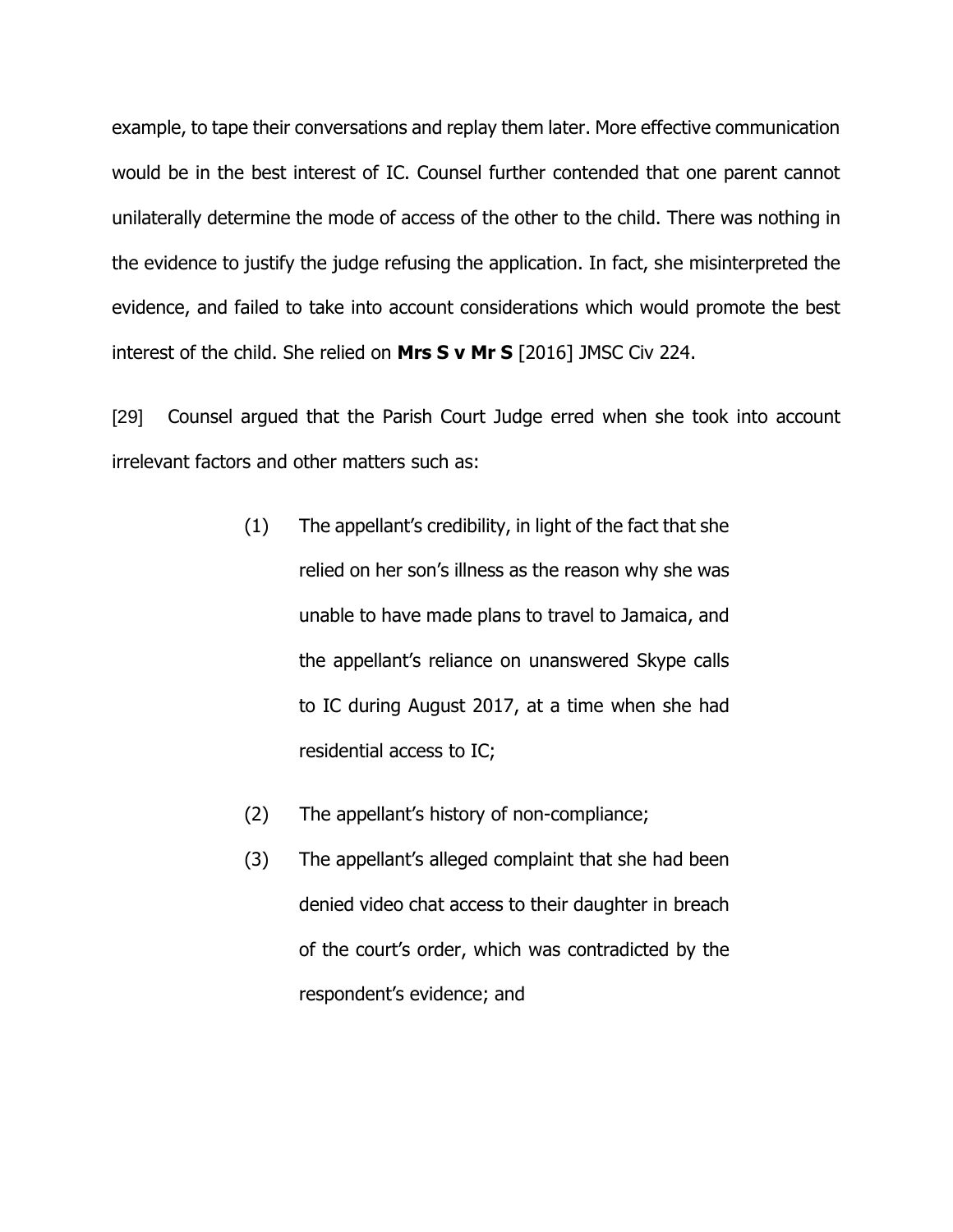example, to tape their conversations and replay them later. More effective communication would be in the best interest of IC. Counsel further contended that one parent cannot unilaterally determine the mode of access of the other to the child. There was nothing in the evidence to justify the judge refusing the application. In fact, she misinterpreted the evidence, and failed to take into account considerations which would promote the best interest of the child. She relied on **Mrs S v Mr S** [2016] JMSC Civ 224.

[29] Counsel argued that the Parish Court Judge erred when she took into account irrelevant factors and other matters such as:

> (1) The appellant's credibility, in light of the fact that she relied on her son's illness as the reason why she was unable to have made plans to travel to Jamaica, and the appellant's reliance on unanswered Skype calls to IC during August 2017, at a time when she had residential access to IC;
>
> (2) The appellant's history of non-compliance;
>
> (3) The appellant's alleged complaint that she had been denied video chat access to their daughter in breach of the court's order, which was contradicted by the respondent's evidence; and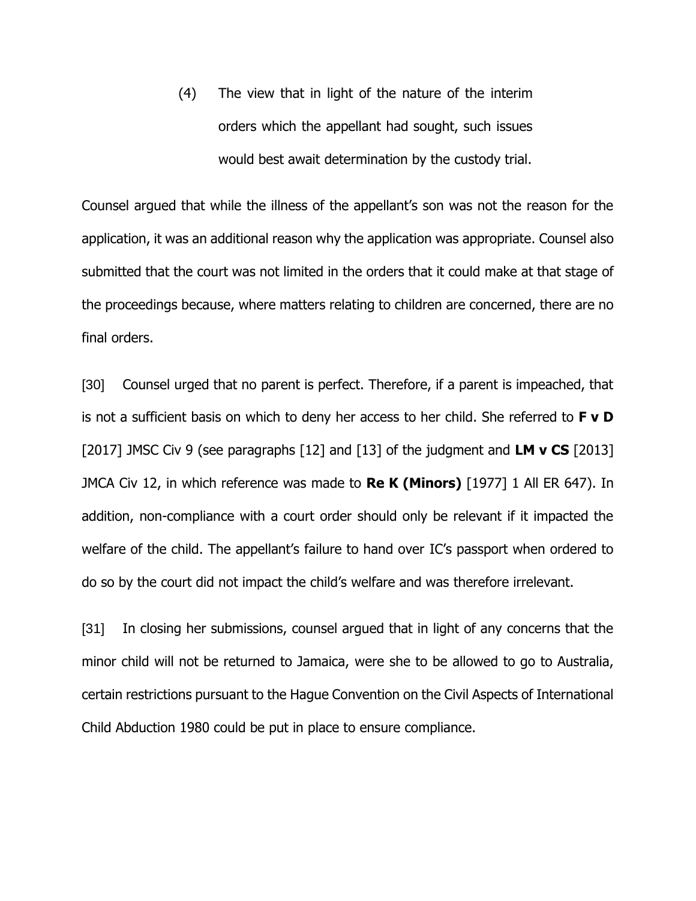(4) The view that in light of the nature of the interim orders which the appellant had sought, such issues would best await determination by the custody trial.

Counsel argued that while the illness of the appellant's son was not the reason for the application, it was an additional reason why the application was appropriate. Counsel also submitted that the court was not limited in the orders that it could make at that stage of the proceedings because, where matters relating to children are concerned, there are no final orders.

[30] Counsel urged that no parent is perfect. Therefore, if a parent is impeached, that is not a sufficient basis on which to deny her access to her child. She referred to **F v D** [2017] JMSC Civ 9 (see paragraphs [12] and [13] of the judgment and **LM v CS** [2013] JMCA Civ 12, in which reference was made to **Re K (Minors)** [1977] 1 All ER 647). In addition, non-compliance with a court order should only be relevant if it impacted the welfare of the child. The appellant's failure to hand over IC's passport when ordered to do so by the court did not impact the child's welfare and was therefore irrelevant.

[31] In closing her submissions, counsel argued that in light of any concerns that the minor child will not be returned to Jamaica, were she to be allowed to go to Australia, certain restrictions pursuant to the Hague Convention on the Civil Aspects of International Child Abduction 1980 could be put in place to ensure compliance.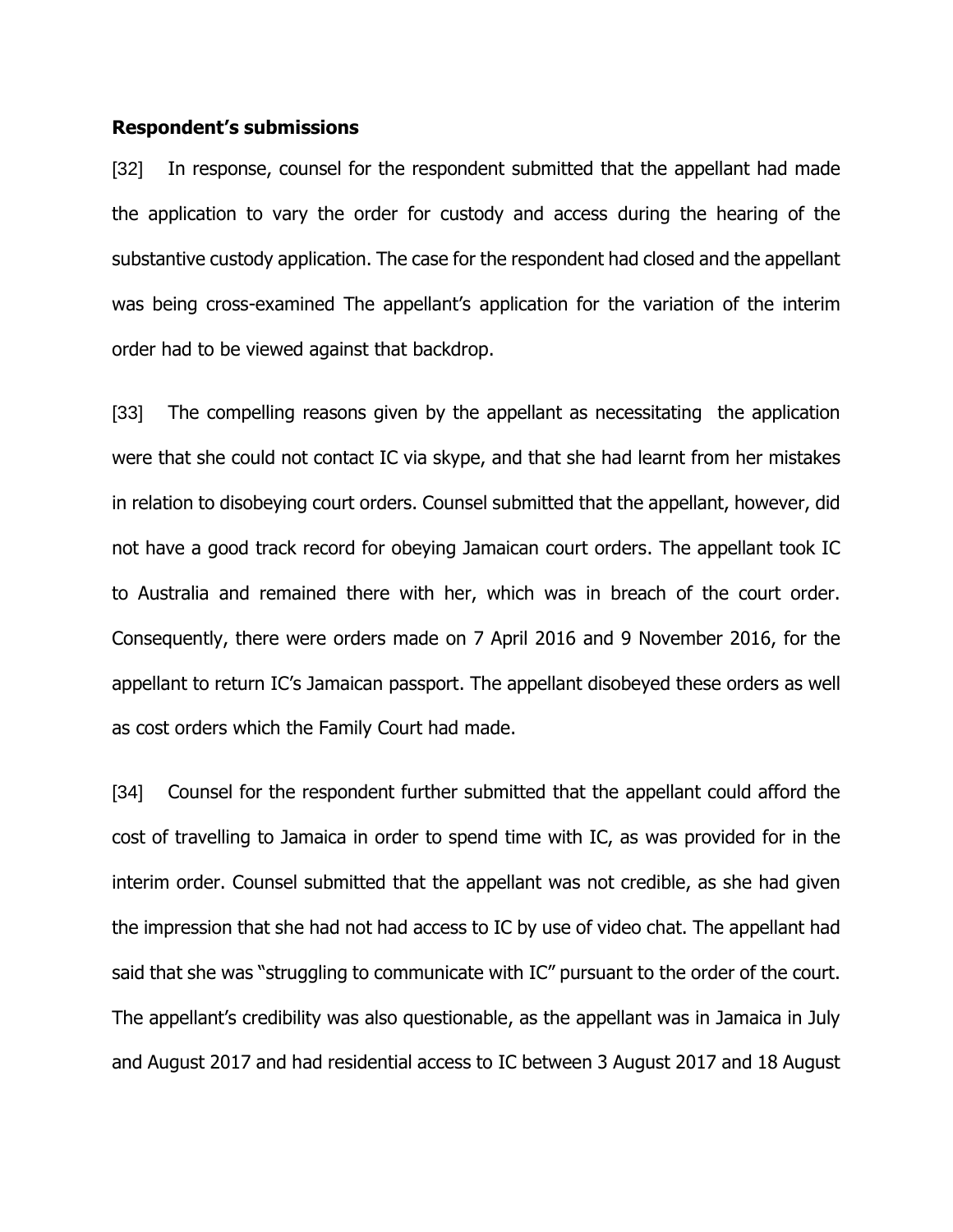**Respondent's submissions**

[32] In response, counsel for the respondent submitted that the appellant had made the application to vary the order for custody and access during the hearing of the substantive custody application. The case for the respondent had closed and the appellant was being cross-examined The appellant's application for the variation of the interim order had to be viewed against that backdrop.

[33] The compelling reasons given by the appellant as necessitating the application were that she could not contact IC via skype, and that she had learnt from her mistakes in relation to disobeying court orders. Counsel submitted that the appellant, however, did not have a good track record for obeying Jamaican court orders. The appellant took IC to Australia and remained there with her, which was in breach of the court order. Consequently, there were orders made on 7 April 2016 and 9 November 2016, for the appellant to return IC's Jamaican passport. The appellant disobeyed these orders as well as cost orders which the Family Court had made.

[34] Counsel for the respondent further submitted that the appellant could afford the cost of travelling to Jamaica in order to spend time with IC, as was provided for in the interim order. Counsel submitted that the appellant was not credible, as she had given the impression that she had not had access to IC by use of video chat. The appellant had said that she was "struggling to communicate with IC" pursuant to the order of the court. The appellant's credibility was also questionable, as the appellant was in Jamaica in July and August 2017 and had residential access to IC between 3 August 2017 and 18 August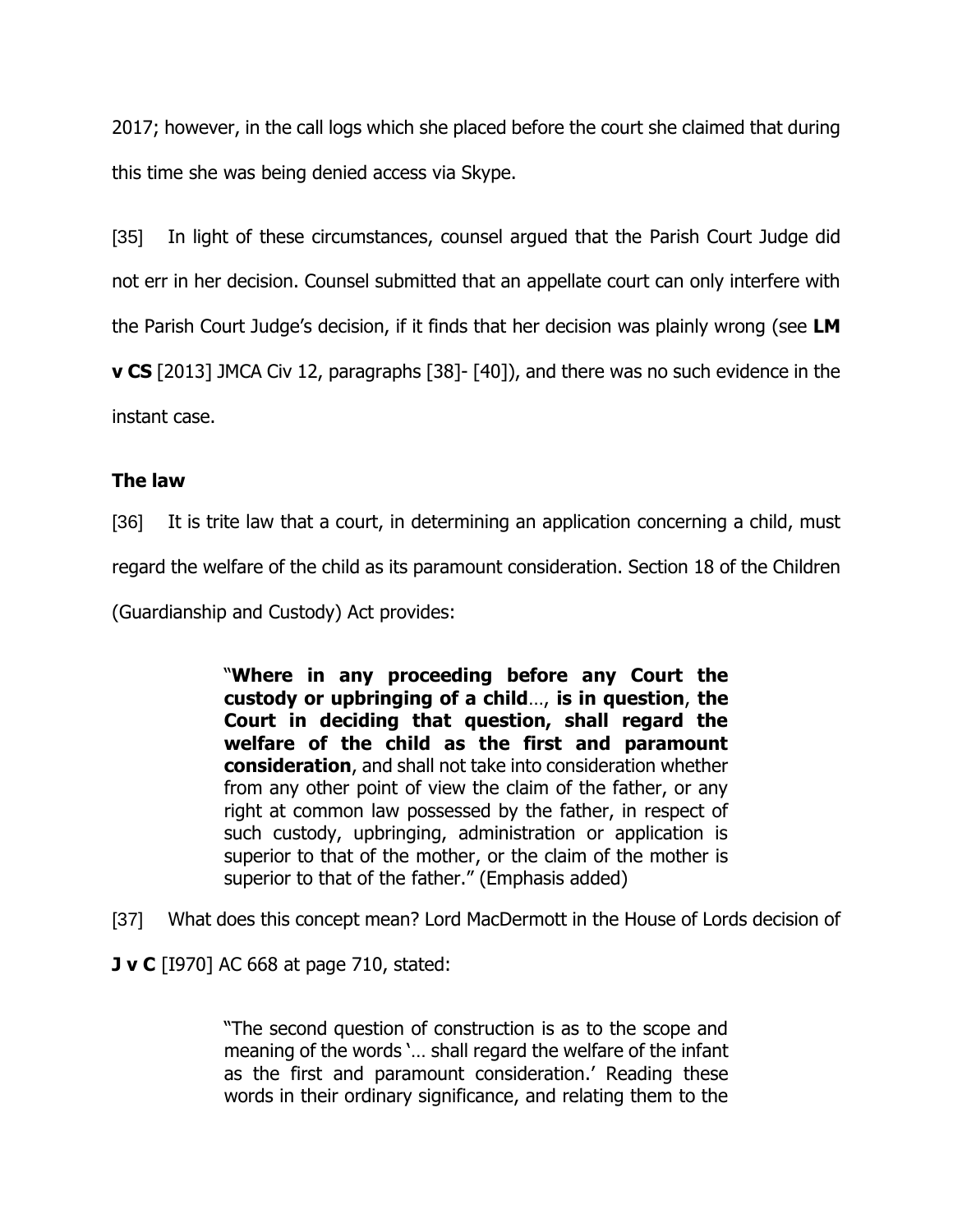2017; however, in the call logs which she placed before the court she claimed that during this time she was being denied access via Skype.

[35] In light of these circumstances, counsel argued that the Parish Court Judge did not err in her decision. Counsel submitted that an appellate court can only interfere with the Parish Court Judge's decision, if it finds that her decision was plainly wrong (see **LM v CS** [2013] JMCA Civ 12, paragraphs [38]- [40]), and there was no such evidence in the instant case.

### The law

[36] It is trite law that a court, in determining an application concerning a child, must regard the welfare of the child as its paramount consideration. Section 18 of the Children (Guardianship and Custody) Act provides:

> "**Where in any proceeding before any Court the custody or upbringing of a child**..., **is in question**, **the Court in deciding that question, shall regard the welfare of the child as the first and paramount consideration**, and shall not take into consideration whether from any other point of view the claim of the father, or any right at common law possessed by the father, in respect of such custody, upbringing, administration or application is superior to that of the mother, or the claim of the mother is superior to that of the father." (Emphasis added)

[37] What does this concept mean? Lord MacDermott in the House of Lords decision of **J v C** [I970] AC 668 at page 710, stated:

> "The second question of construction is as to the scope and meaning of the words '... shall regard the welfare of the infant as the first and paramount consideration.' Reading these words in their ordinary significance, and relating them to the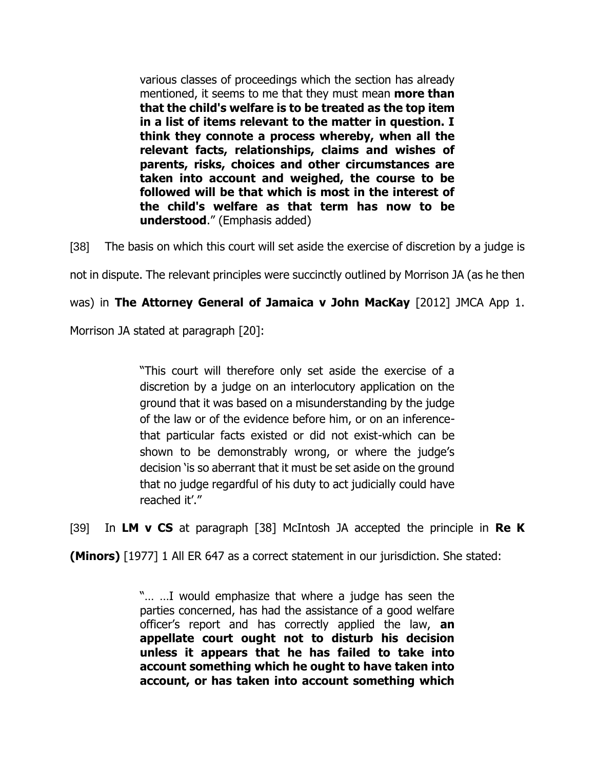> various classes of proceedings which the section has already mentioned, it seems to me that they must mean **more than that the child's welfare is to be treated as the top item in a list of items relevant to the matter in question. I think they connote a process whereby, when all the relevant facts, relationships, claims and wishes of parents, risks, choices and other circumstances are taken into account and weighed, the course to be followed will be that which is most in the interest of the child's welfare as that term has now to be understood**." (Emphasis added)

[38] The basis on which this court will set aside the exercise of discretion by a judge is not in dispute. The relevant principles were succinctly outlined by Morrison JA (as he then was) in **The Attorney General of Jamaica v John MacKay** [2012] JMCA App 1. Morrison JA stated at paragraph [20]:

> "This court will therefore only set aside the exercise of a discretion by a judge on an interlocutory application on the ground that it was based on a misunderstanding by the judge of the law or of the evidence before him, or on an inference-that particular facts existed or did not exist-which can be shown to be demonstrably wrong, or where the judge's decision 'is so aberrant that it must be set aside on the ground that no judge regardful of his duty to act judicially could have reached it'."

[39] In **LM v CS** at paragraph [38] McIntosh JA accepted the principle in **Re K (Minors)** [1977] 1 All ER 647 as a correct statement in our jurisdiction. She stated:

> "… …I would emphasize that where a judge has seen the parties concerned, has had the assistance of a good welfare officer's report and has correctly applied the law, **an appellate court ought not to disturb his decision unless it appears that he has failed to take into account something which he ought to have taken into account, or has taken into account something which**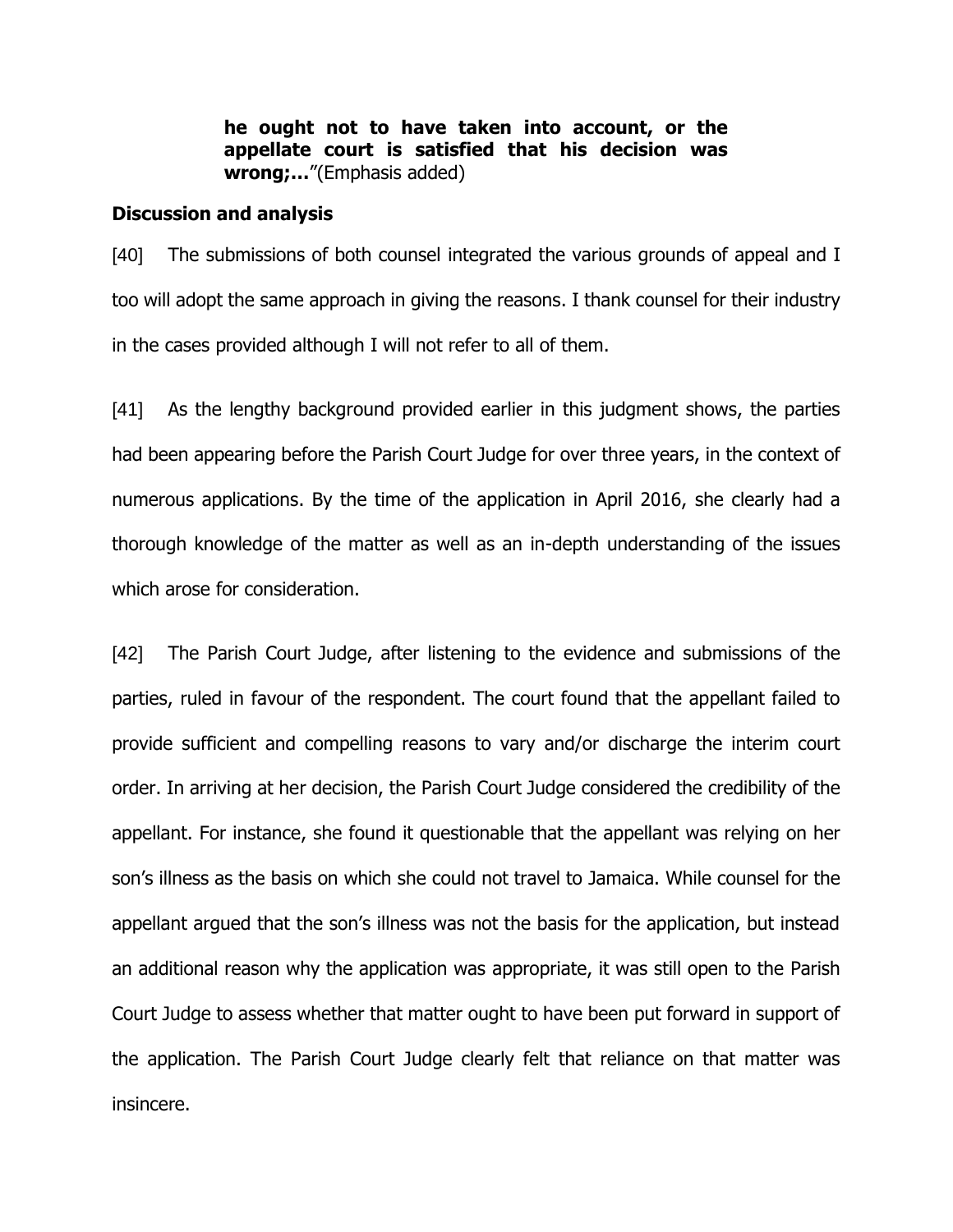> **he ought not to have taken into account, or the appellate court is satisfied that his decision was wrong;…**"(Emphasis added)

**Discussion and analysis**

[40] The submissions of both counsel integrated the various grounds of appeal and I too will adopt the same approach in giving the reasons. I thank counsel for their industry in the cases provided although I will not refer to all of them.

[41] As the lengthy background provided earlier in this judgment shows, the parties had been appearing before the Parish Court Judge for over three years, in the context of numerous applications. By the time of the application in April 2016, she clearly had a thorough knowledge of the matter as well as an in-depth understanding of the issues which arose for consideration.

[42] The Parish Court Judge, after listening to the evidence and submissions of the parties, ruled in favour of the respondent. The court found that the appellant failed to provide sufficient and compelling reasons to vary and/or discharge the interim court order. In arriving at her decision, the Parish Court Judge considered the credibility of the appellant. For instance, she found it questionable that the appellant was relying on her son's illness as the basis on which she could not travel to Jamaica. While counsel for the appellant argued that the son's illness was not the basis for the application, but instead an additional reason why the application was appropriate, it was still open to the Parish Court Judge to assess whether that matter ought to have been put forward in support of the application. The Parish Court Judge clearly felt that reliance on that matter was insincere.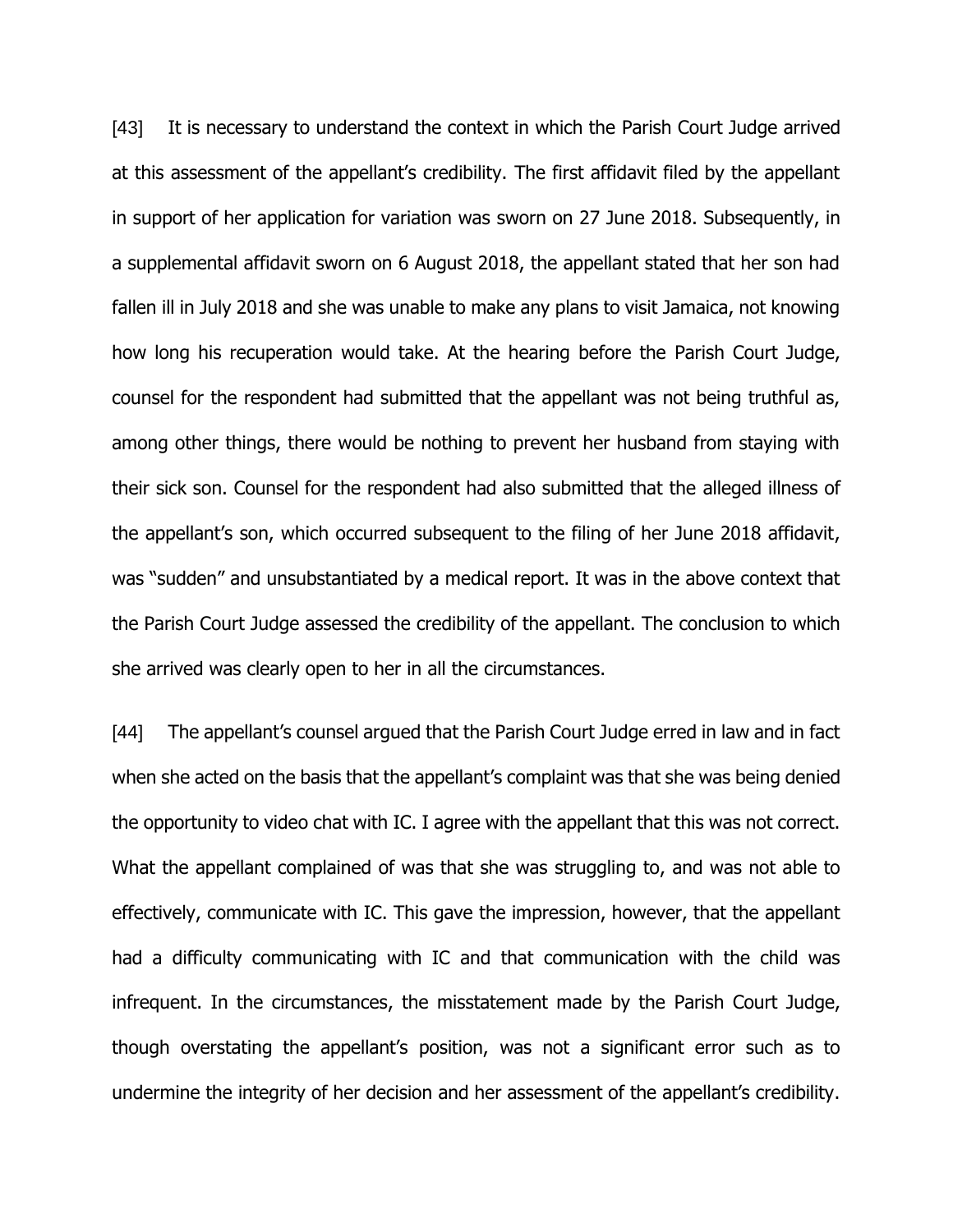[43] It is necessary to understand the context in which the Parish Court Judge arrived at this assessment of the appellant's credibility. The first affidavit filed by the appellant in support of her application for variation was sworn on 27 June 2018. Subsequently, in a supplemental affidavit sworn on 6 August 2018, the appellant stated that her son had fallen ill in July 2018 and she was unable to make any plans to visit Jamaica, not knowing how long his recuperation would take. At the hearing before the Parish Court Judge, counsel for the respondent had submitted that the appellant was not being truthful as, among other things, there would be nothing to prevent her husband from staying with their sick son. Counsel for the respondent had also submitted that the alleged illness of the appellant's son, which occurred subsequent to the filing of her June 2018 affidavit, was "sudden" and unsubstantiated by a medical report. It was in the above context that the Parish Court Judge assessed the credibility of the appellant. The conclusion to which she arrived was clearly open to her in all the circumstances.

[44] The appellant's counsel argued that the Parish Court Judge erred in law and in fact when she acted on the basis that the appellant's complaint was that she was being denied the opportunity to video chat with IC. I agree with the appellant that this was not correct. What the appellant complained of was that she was struggling to, and was not able to effectively, communicate with IC. This gave the impression, however, that the appellant had a difficulty communicating with IC and that communication with the child was infrequent. In the circumstances, the misstatement made by the Parish Court Judge, though overstating the appellant's position, was not a significant error such as to undermine the integrity of her decision and her assessment of the appellant's credibility.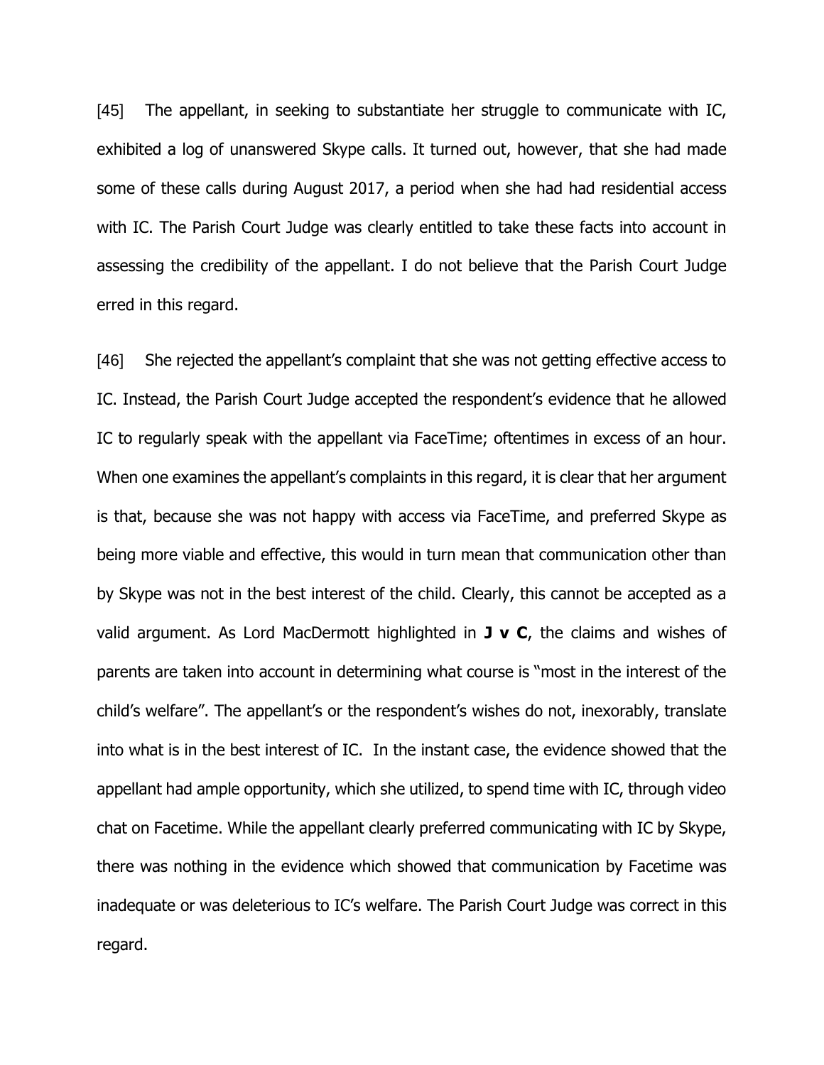[45] The appellant, in seeking to substantiate her struggle to communicate with IC, exhibited a log of unanswered Skype calls. It turned out, however, that she had made some of these calls during August 2017, a period when she had had residential access with IC. The Parish Court Judge was clearly entitled to take these facts into account in assessing the credibility of the appellant. I do not believe that the Parish Court Judge erred in this regard.

[46] She rejected the appellant's complaint that she was not getting effective access to IC. Instead, the Parish Court Judge accepted the respondent's evidence that he allowed IC to regularly speak with the appellant via FaceTime; oftentimes in excess of an hour. When one examines the appellant's complaints in this regard, it is clear that her argument is that, because she was not happy with access via FaceTime, and preferred Skype as being more viable and effective, this would in turn mean that communication other than by Skype was not in the best interest of the child. Clearly, this cannot be accepted as a valid argument. As Lord MacDermott highlighted in **J v C**, the claims and wishes of parents are taken into account in determining what course is "most in the interest of the child's welfare". The appellant's or the respondent's wishes do not, inexorably, translate into what is in the best interest of IC. In the instant case, the evidence showed that the appellant had ample opportunity, which she utilized, to spend time with IC, through video chat on Facetime. While the appellant clearly preferred communicating with IC by Skype, there was nothing in the evidence which showed that communication by Facetime was inadequate or was deleterious to IC's welfare. The Parish Court Judge was correct in this regard.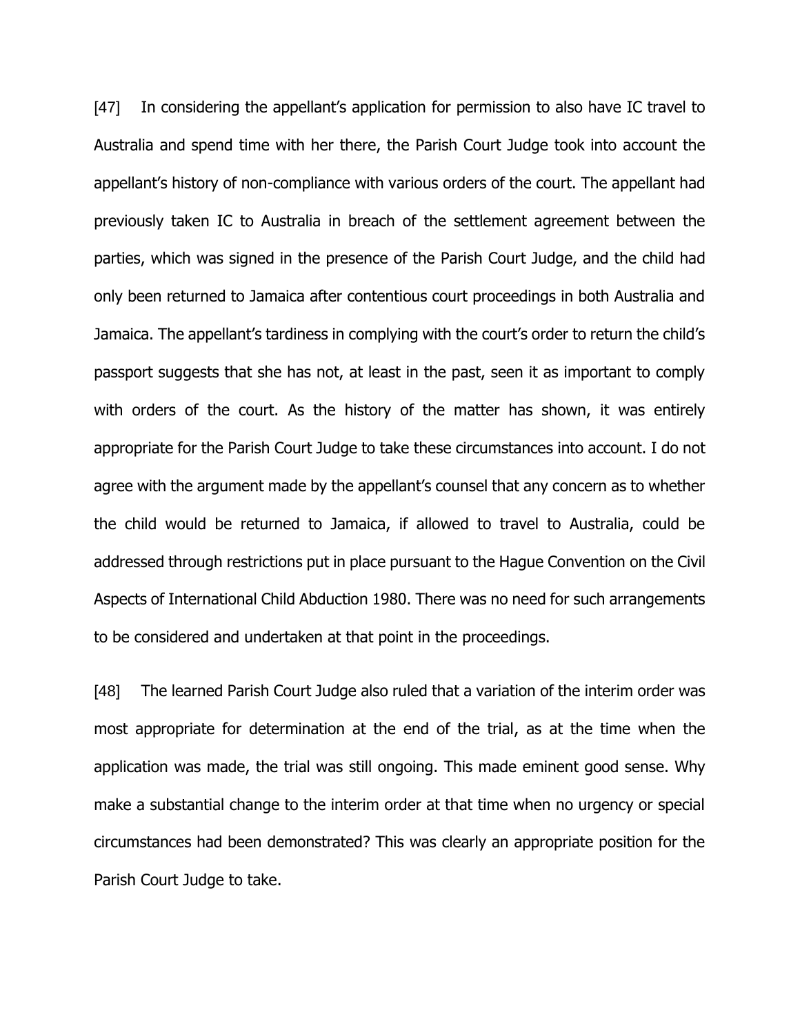[47] In considering the appellant's application for permission to also have IC travel to Australia and spend time with her there, the Parish Court Judge took into account the appellant's history of non-compliance with various orders of the court. The appellant had previously taken IC to Australia in breach of the settlement agreement between the parties, which was signed in the presence of the Parish Court Judge, and the child had only been returned to Jamaica after contentious court proceedings in both Australia and Jamaica. The appellant's tardiness in complying with the court's order to return the child's passport suggests that she has not, at least in the past, seen it as important to comply with orders of the court. As the history of the matter has shown, it was entirely appropriate for the Parish Court Judge to take these circumstances into account. I do not agree with the argument made by the appellant's counsel that any concern as to whether the child would be returned to Jamaica, if allowed to travel to Australia, could be addressed through restrictions put in place pursuant to the Hague Convention on the Civil Aspects of International Child Abduction 1980. There was no need for such arrangements to be considered and undertaken at that point in the proceedings.

[48] The learned Parish Court Judge also ruled that a variation of the interim order was most appropriate for determination at the end of the trial, as at the time when the application was made, the trial was still ongoing. This made eminent good sense. Why make a substantial change to the interim order at that time when no urgency or special circumstances had been demonstrated? This was clearly an appropriate position for the Parish Court Judge to take.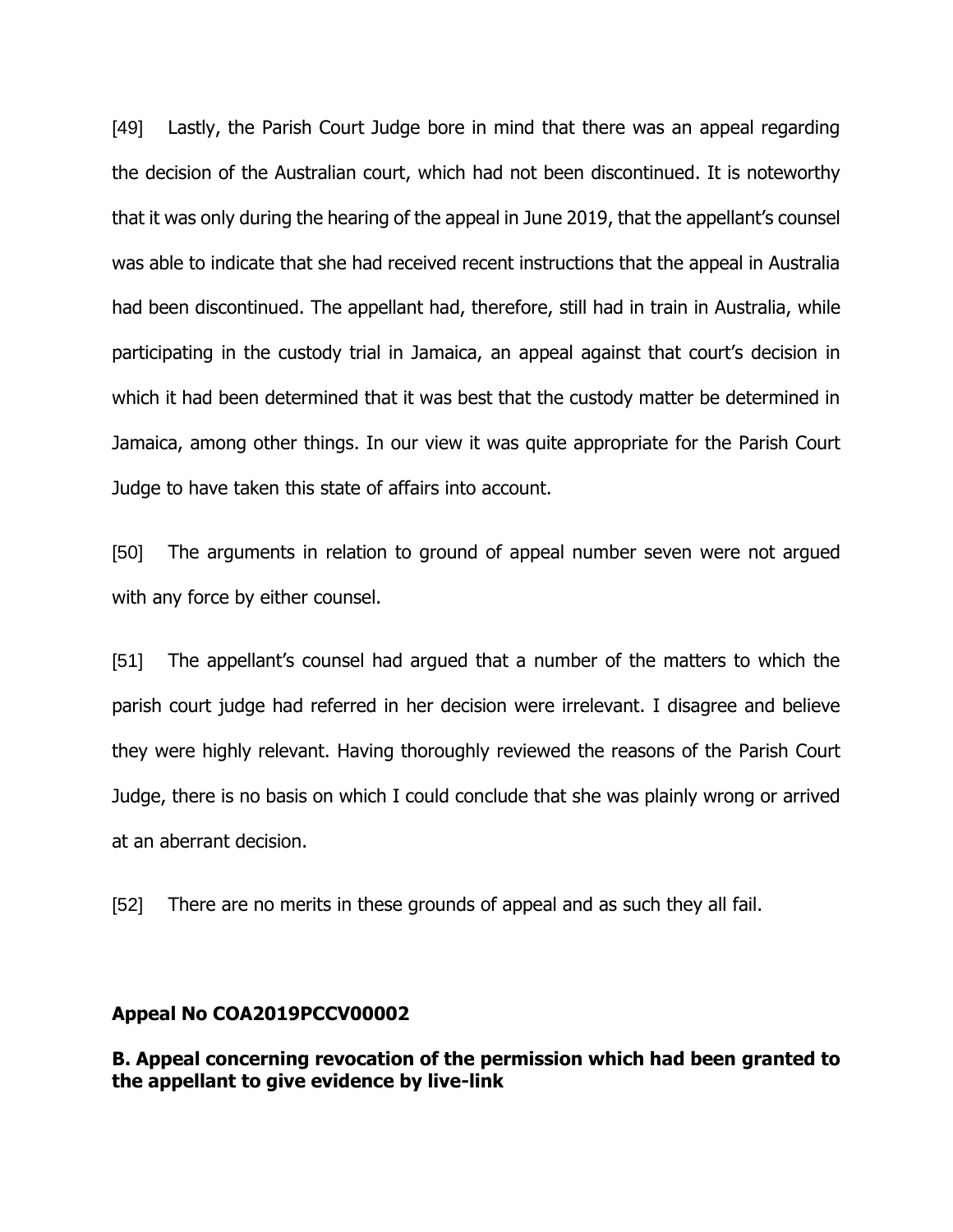[49] Lastly, the Parish Court Judge bore in mind that there was an appeal regarding the decision of the Australian court, which had not been discontinued. It is noteworthy that it was only during the hearing of the appeal in June 2019, that the appellant's counsel was able to indicate that she had received recent instructions that the appeal in Australia had been discontinued. The appellant had, therefore, still had in train in Australia, while participating in the custody trial in Jamaica, an appeal against that court's decision in which it had been determined that it was best that the custody matter be determined in Jamaica, among other things. In our view it was quite appropriate for the Parish Court Judge to have taken this state of affairs into account.

[50] The arguments in relation to ground of appeal number seven were not argued with any force by either counsel.

[51] The appellant's counsel had argued that a number of the matters to which the parish court judge had referred in her decision were irrelevant. I disagree and believe they were highly relevant. Having thoroughly reviewed the reasons of the Parish Court Judge, there is no basis on which I could conclude that she was plainly wrong or arrived at an aberrant decision.

[52] There are no merits in these grounds of appeal and as such they all fail.

**Appeal No COA2019PCCV00002**

**B. Appeal concerning revocation of the permission which had been granted to the appellant to give evidence by live-link**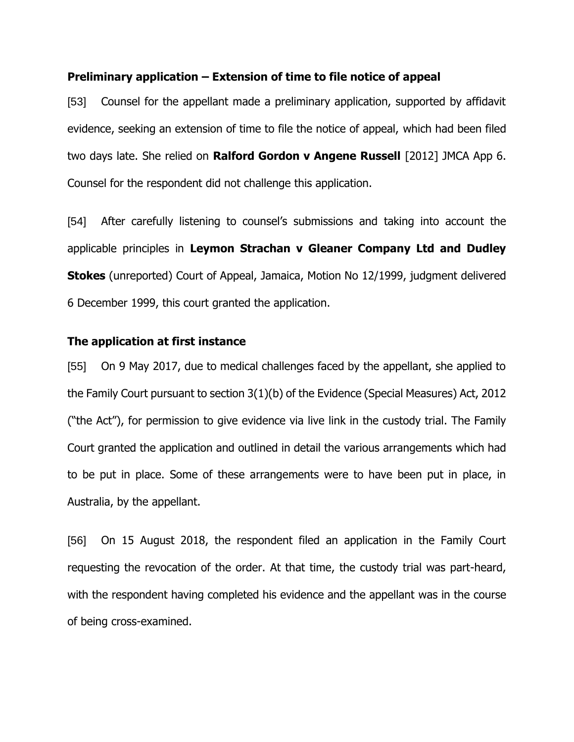### Preliminary application – Extension of time to file notice of appeal

[53] Counsel for the appellant made a preliminary application, supported by affidavit evidence, seeking an extension of time to file the notice of appeal, which had been filed two days late. She relied on **Ralford Gordon v Angene Russell** [2012] JMCA App 6. Counsel for the respondent did not challenge this application.

[54] After carefully listening to counsel's submissions and taking into account the applicable principles in **Leymon Strachan v Gleaner Company Ltd and Dudley Stokes** (unreported) Court of Appeal, Jamaica, Motion No 12/1999, judgment delivered 6 December 1999, this court granted the application.

### The application at first instance

[55] On 9 May 2017, due to medical challenges faced by the appellant, she applied to the Family Court pursuant to section 3(1)(b) of the Evidence (Special Measures) Act, 2012 ("the Act"), for permission to give evidence via live link in the custody trial. The Family Court granted the application and outlined in detail the various arrangements which had to be put in place. Some of these arrangements were to have been put in place, in Australia, by the appellant.

[56] On 15 August 2018, the respondent filed an application in the Family Court requesting the revocation of the order. At that time, the custody trial was part-heard, with the respondent having completed his evidence and the appellant was in the course of being cross-examined.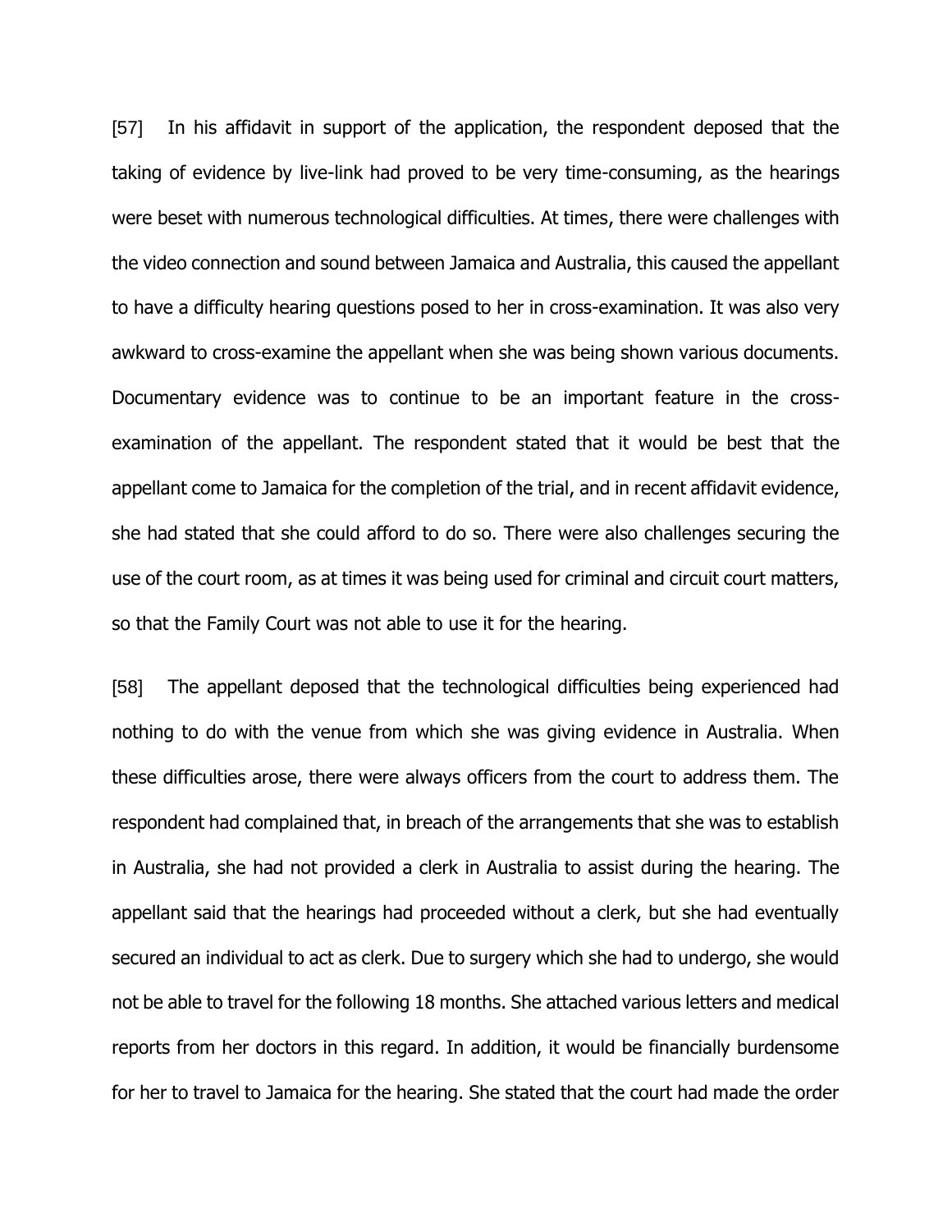[57] In his affidavit in support of the application, the respondent deposed that the taking of evidence by live-link had proved to be very time-consuming, as the hearings were beset with numerous technological difficulties. At times, there were challenges with the video connection and sound between Jamaica and Australia, this caused the appellant to have a difficulty hearing questions posed to her in cross-examination. It was also very awkward to cross-examine the appellant when she was being shown various documents. Documentary evidence was to continue to be an important feature in the cross-examination of the appellant. The respondent stated that it would be best that the appellant come to Jamaica for the completion of the trial, and in recent affidavit evidence, she had stated that she could afford to do so. There were also challenges securing the use of the court room, as at times it was being used for criminal and circuit court matters, so that the Family Court was not able to use it for the hearing.

[58] The appellant deposed that the technological difficulties being experienced had nothing to do with the venue from which she was giving evidence in Australia. When these difficulties arose, there were always officers from the court to address them. The respondent had complained that, in breach of the arrangements that she was to establish in Australia, she had not provided a clerk in Australia to assist during the hearing. The appellant said that the hearings had proceeded without a clerk, but she had eventually secured an individual to act as clerk. Due to surgery which she had to undergo, she would not be able to travel for the following 18 months. She attached various letters and medical reports from her doctors in this regard. In addition, it would be financially burdensome for her to travel to Jamaica for the hearing. She stated that the court had made the order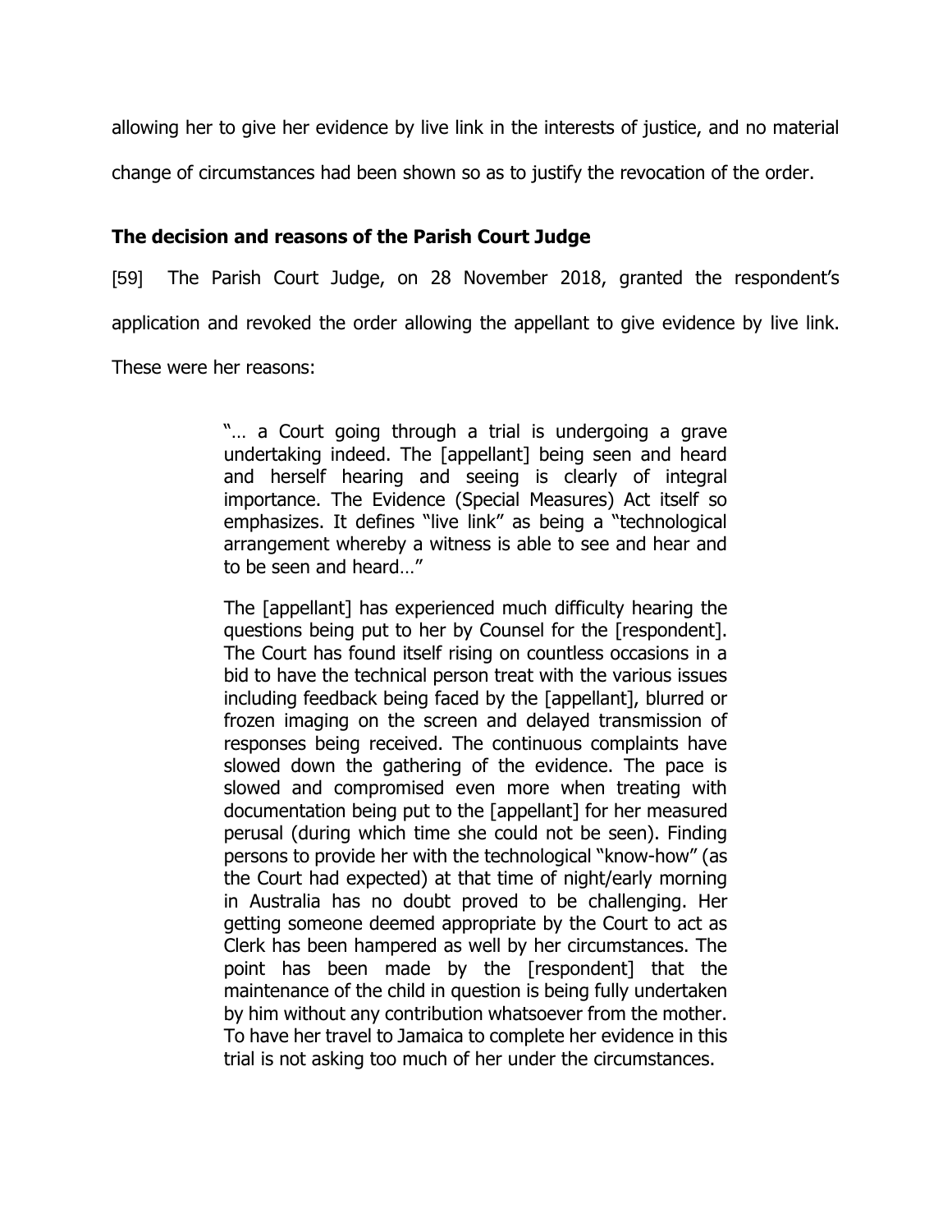allowing her to give her evidence by live link in the interests of justice, and no material change of circumstances had been shown so as to justify the revocation of the order.

### The decision and reasons of the Parish Court Judge

[59] The Parish Court Judge, on 28 November 2018, granted the respondent's application and revoked the order allowing the appellant to give evidence by live link. These were her reasons:

> "… a Court going through a trial is undergoing a grave undertaking indeed. The [appellant] being seen and heard and herself hearing and seeing is clearly of integral importance. The Evidence (Special Measures) Act itself so emphasizes. It defines "live link" as being a "technological arrangement whereby a witness is able to see and hear and to be seen and heard…"
>
> The [appellant] has experienced much difficulty hearing the questions being put to her by Counsel for the [respondent]. The Court has found itself rising on countless occasions in a bid to have the technical person treat with the various issues including feedback being faced by the [appellant], blurred or frozen imaging on the screen and delayed transmission of responses being received. The continuous complaints have slowed down the gathering of the evidence. The pace is slowed and compromised even more when treating with documentation being put to the [appellant] for her measured perusal (during which time she could not be seen). Finding persons to provide her with the technological "know-how" (as the Court had expected) at that time of night/early morning in Australia has no doubt proved to be challenging. Her getting someone deemed appropriate by the Court to act as Clerk has been hampered as well by her circumstances. The point has been made by the [respondent] that the maintenance of the child in question is being fully undertaken by him without any contribution whatsoever from the mother. To have her travel to Jamaica to complete her evidence in this trial is not asking too much of her under the circumstances.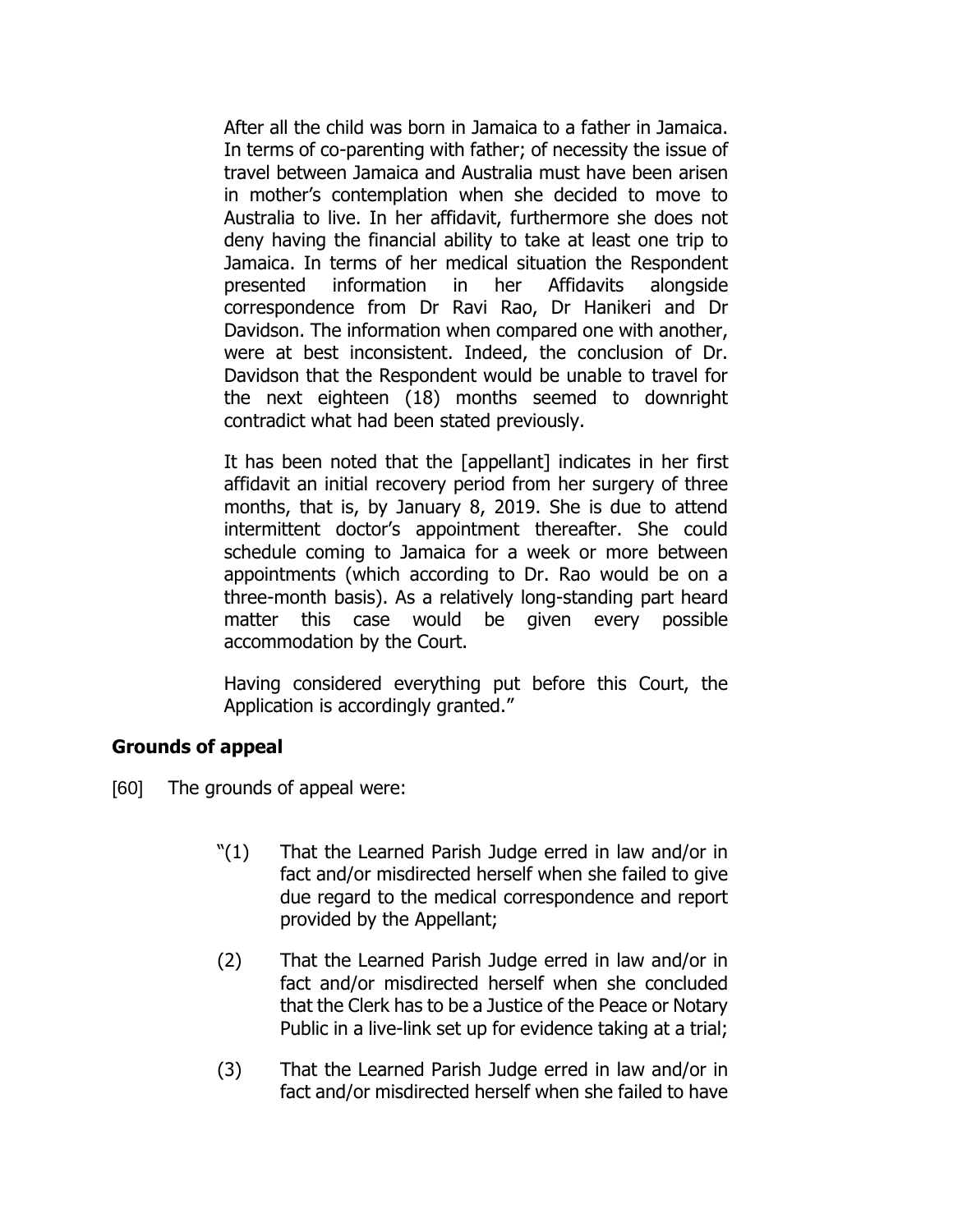After all the child was born in Jamaica to a father in Jamaica. In terms of co-parenting with father; of necessity the issue of travel between Jamaica and Australia must have been arisen in mother's contemplation when she decided to move to Australia to live. In her affidavit, furthermore she does not deny having the financial ability to take at least one trip to Jamaica. In terms of her medical situation the Respondent presented information in her Affidavits alongside correspondence from Dr Ravi Rao, Dr Hanikeri and Dr Davidson. The information when compared one with another, were at best inconsistent. Indeed, the conclusion of Dr. Davidson that the Respondent would be unable to travel for the next eighteen (18) months seemed to downright contradict what had been stated previously.

It has been noted that the [appellant] indicates in her first affidavit an initial recovery period from her surgery of three months, that is, by January 8, 2019. She is due to attend intermittent doctor's appointment thereafter. She could schedule coming to Jamaica for a week or more between appointments (which according to Dr. Rao would be on a three-month basis). As a relatively long-standing part heard matter this case would be given every possible accommodation by the Court.

Having considered everything put before this Court, the Application is accordingly granted."

## Grounds of appeal

[60] The grounds of appeal were:

"(1) That the Learned Parish Judge erred in law and/or in fact and/or misdirected herself when she failed to give due regard to the medical correspondence and report provided by the Appellant;

(2) That the Learned Parish Judge erred in law and/or in fact and/or misdirected herself when she concluded that the Clerk has to be a Justice of the Peace or Notary Public in a live-link set up for evidence taking at a trial;

(3) That the Learned Parish Judge erred in law and/or in fact and/or misdirected herself when she failed to have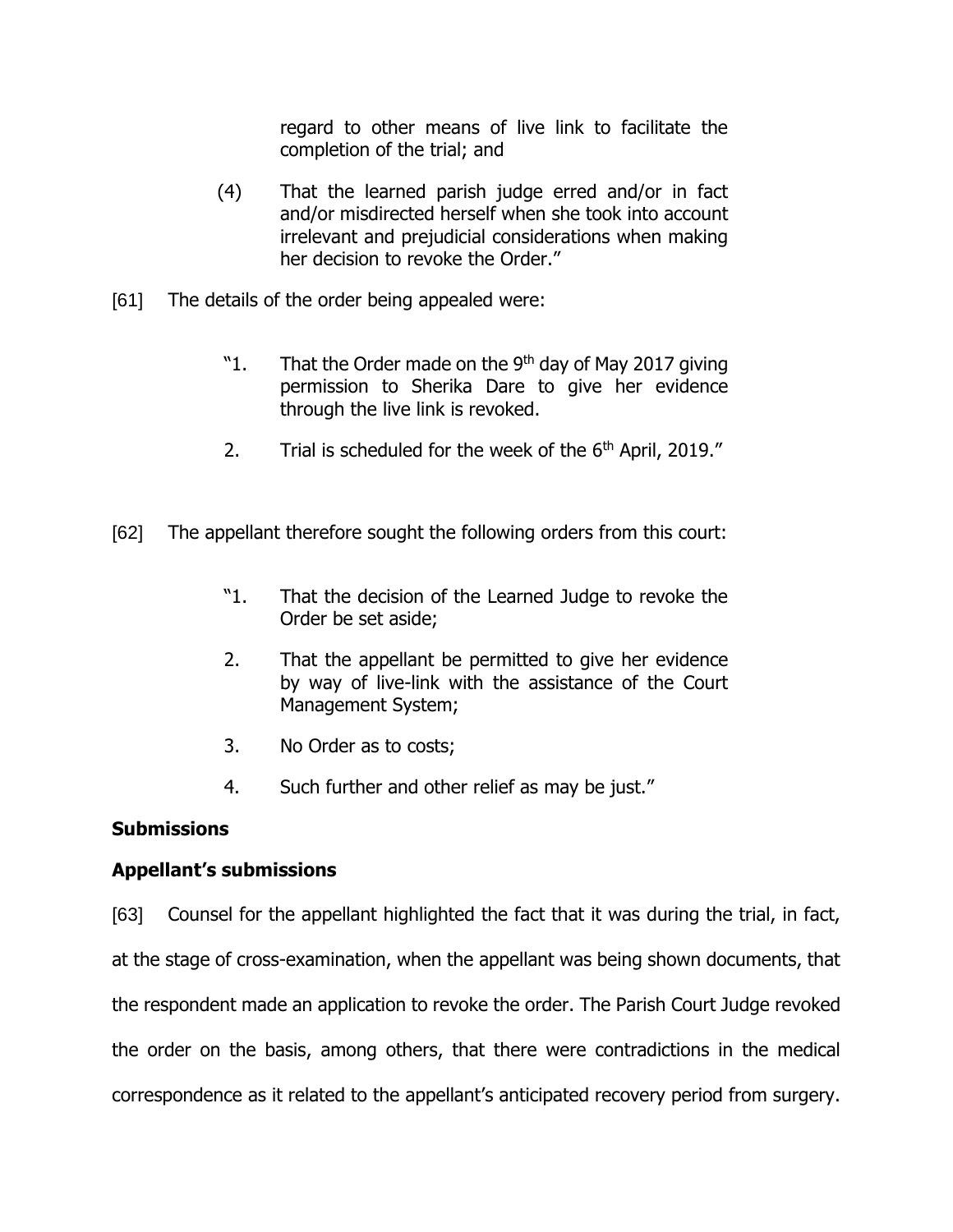regard to other means of live link to facilitate the completion of the trial; and

(4) That the learned parish judge erred and/or in fact and/or misdirected herself when she took into account irrelevant and prejudicial considerations when making her decision to revoke the Order."

[61] The details of the order being appealed were:

> "1. That the Order made on the 9th day of May 2017 giving permission to Sherika Dare to give her evidence through the live link is revoked.
>
> 2. Trial is scheduled for the week of the 6th April, 2019."

[62] The appellant therefore sought the following orders from this court:

> "1. That the decision of the Learned Judge to revoke the Order be set aside;
>
> 2. That the appellant be permitted to give her evidence by way of live-link with the assistance of the Court Management System;
>
> 3. No Order as to costs;
>
> 4. Such further and other relief as may be just."

## Submissions

### Appellant's submissions

[63] Counsel for the appellant highlighted the fact that it was during the trial, in fact, at the stage of cross-examination, when the appellant was being shown documents, that the respondent made an application to revoke the order. The Parish Court Judge revoked the order on the basis, among others, that there were contradictions in the medical correspondence as it related to the appellant's anticipated recovery period from surgery.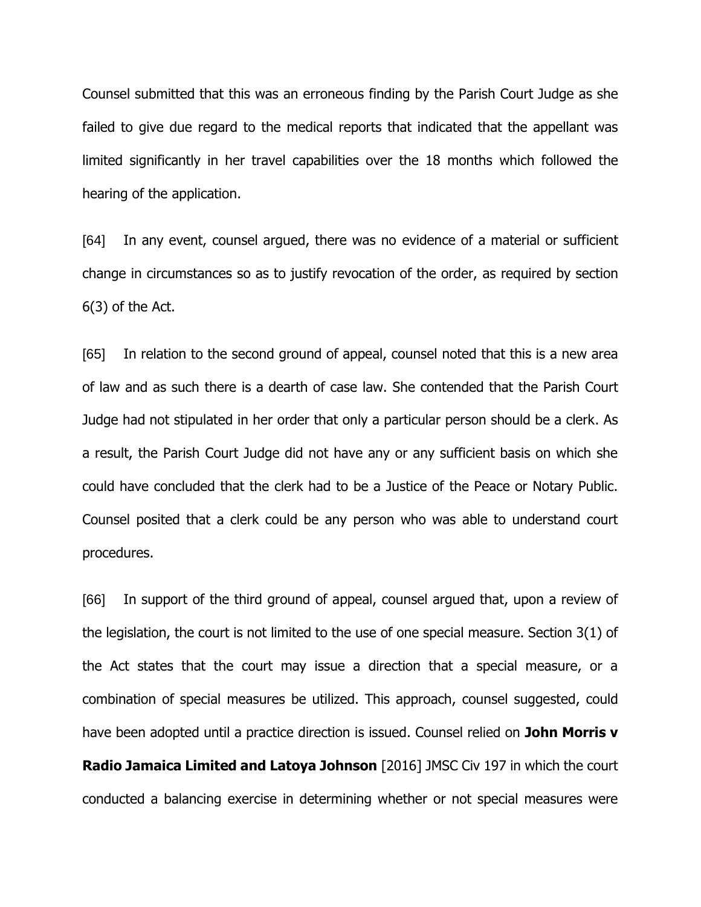Counsel submitted that this was an erroneous finding by the Parish Court Judge as she failed to give due regard to the medical reports that indicated that the appellant was limited significantly in her travel capabilities over the 18 months which followed the hearing of the application.

[64] In any event, counsel argued, there was no evidence of a material or sufficient change in circumstances so as to justify revocation of the order, as required by section 6(3) of the Act.

[65] In relation to the second ground of appeal, counsel noted that this is a new area of law and as such there is a dearth of case law. She contended that the Parish Court Judge had not stipulated in her order that only a particular person should be a clerk. As a result, the Parish Court Judge did not have any or any sufficient basis on which she could have concluded that the clerk had to be a Justice of the Peace or Notary Public. Counsel posited that a clerk could be any person who was able to understand court procedures.

[66] In support of the third ground of appeal, counsel argued that, upon a review of the legislation, the court is not limited to the use of one special measure. Section 3(1) of the Act states that the court may issue a direction that a special measure, or a combination of special measures be utilized. This approach, counsel suggested, could have been adopted until a practice direction is issued. Counsel relied on **John Morris v Radio Jamaica Limited and Latoya Johnson** [2016] JMSC Civ 197 in which the court conducted a balancing exercise in determining whether or not special measures were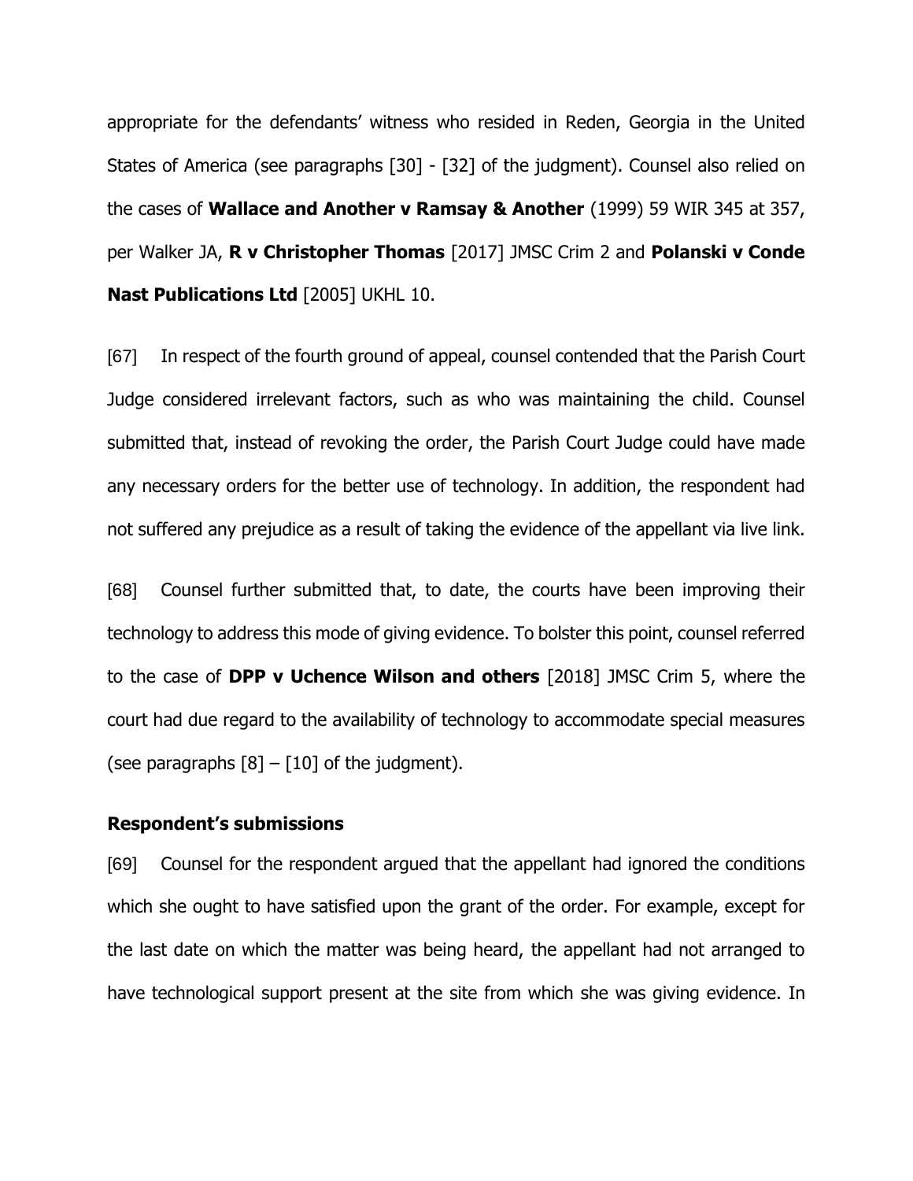appropriate for the defendants' witness who resided in Reden, Georgia in the United States of America (see paragraphs [30] - [32] of the judgment). Counsel also relied on the cases of **Wallace and Another v Ramsay & Another** (1999) 59 WIR 345 at 357, per Walker JA, **R v Christopher Thomas** [2017] JMSC Crim 2 and **Polanski v Conde Nast Publications Ltd** [2005] UKHL 10.

[67] In respect of the fourth ground of appeal, counsel contended that the Parish Court Judge considered irrelevant factors, such as who was maintaining the child. Counsel submitted that, instead of revoking the order, the Parish Court Judge could have made any necessary orders for the better use of technology. In addition, the respondent had not suffered any prejudice as a result of taking the evidence of the appellant via live link.

[68] Counsel further submitted that, to date, the courts have been improving their technology to address this mode of giving evidence. To bolster this point, counsel referred to the case of **DPP v Uchence Wilson and others** [2018] JMSC Crim 5, where the court had due regard to the availability of technology to accommodate special measures (see paragraphs [8] – [10] of the judgment).

**Respondent's submissions**

[69] Counsel for the respondent argued that the appellant had ignored the conditions which she ought to have satisfied upon the grant of the order. For example, except for the last date on which the matter was being heard, the appellant had not arranged to have technological support present at the site from which she was giving evidence. In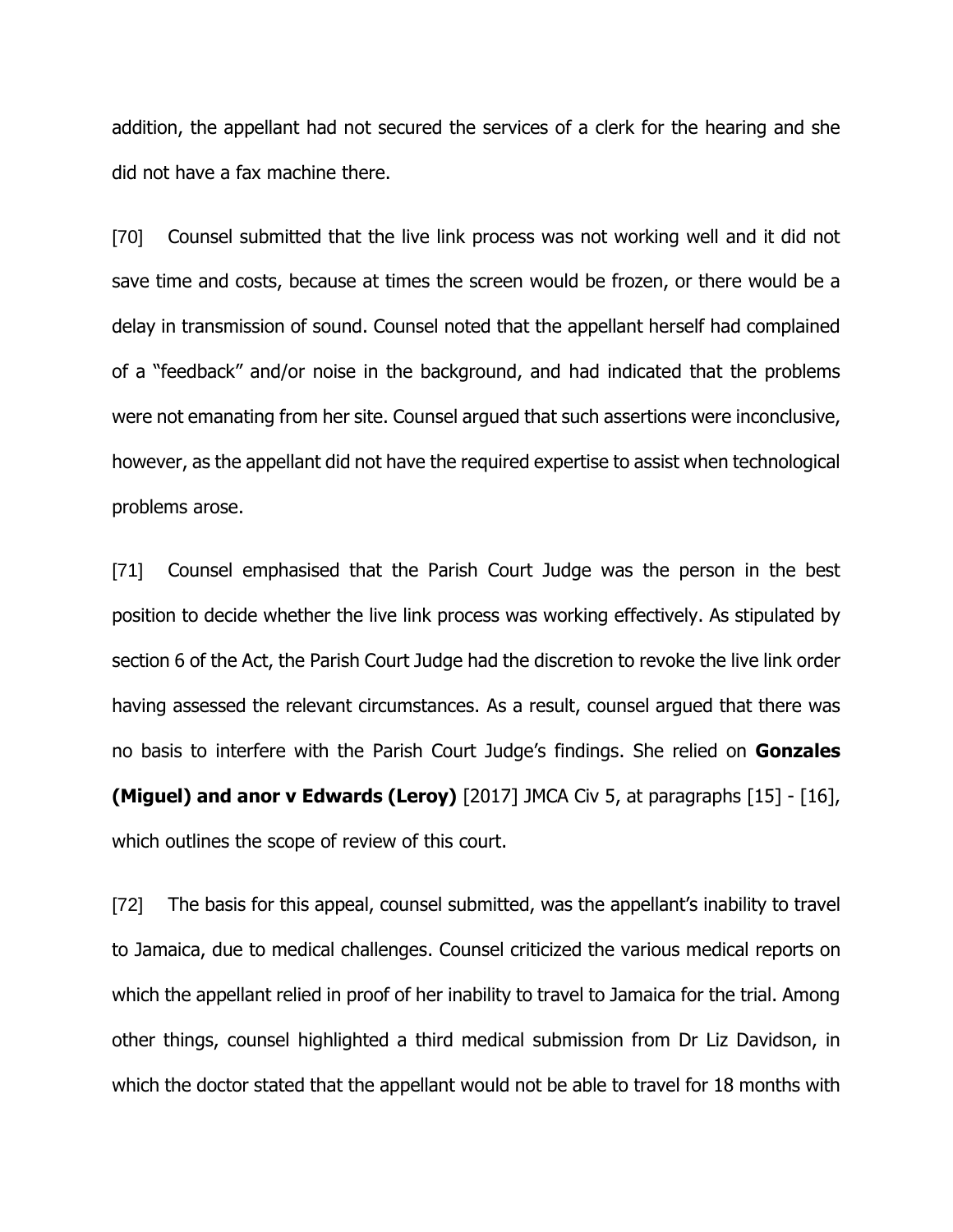addition, the appellant had not secured the services of a clerk for the hearing and she did not have a fax machine there.

[70] Counsel submitted that the live link process was not working well and it did not save time and costs, because at times the screen would be frozen, or there would be a delay in transmission of sound. Counsel noted that the appellant herself had complained of a "feedback" and/or noise in the background, and had indicated that the problems were not emanating from her site. Counsel argued that such assertions were inconclusive, however, as the appellant did not have the required expertise to assist when technological problems arose.

[71] Counsel emphasised that the Parish Court Judge was the person in the best position to decide whether the live link process was working effectively. As stipulated by section 6 of the Act, the Parish Court Judge had the discretion to revoke the live link order having assessed the relevant circumstances. As a result, counsel argued that there was no basis to interfere with the Parish Court Judge's findings. She relied on **Gonzales (Miguel) and anor v Edwards (Leroy)** [2017] JMCA Civ 5, at paragraphs [15] - [16], which outlines the scope of review of this court.

[72] The basis for this appeal, counsel submitted, was the appellant's inability to travel to Jamaica, due to medical challenges. Counsel criticized the various medical reports on which the appellant relied in proof of her inability to travel to Jamaica for the trial. Among other things, counsel highlighted a third medical submission from Dr Liz Davidson, in which the doctor stated that the appellant would not be able to travel for 18 months with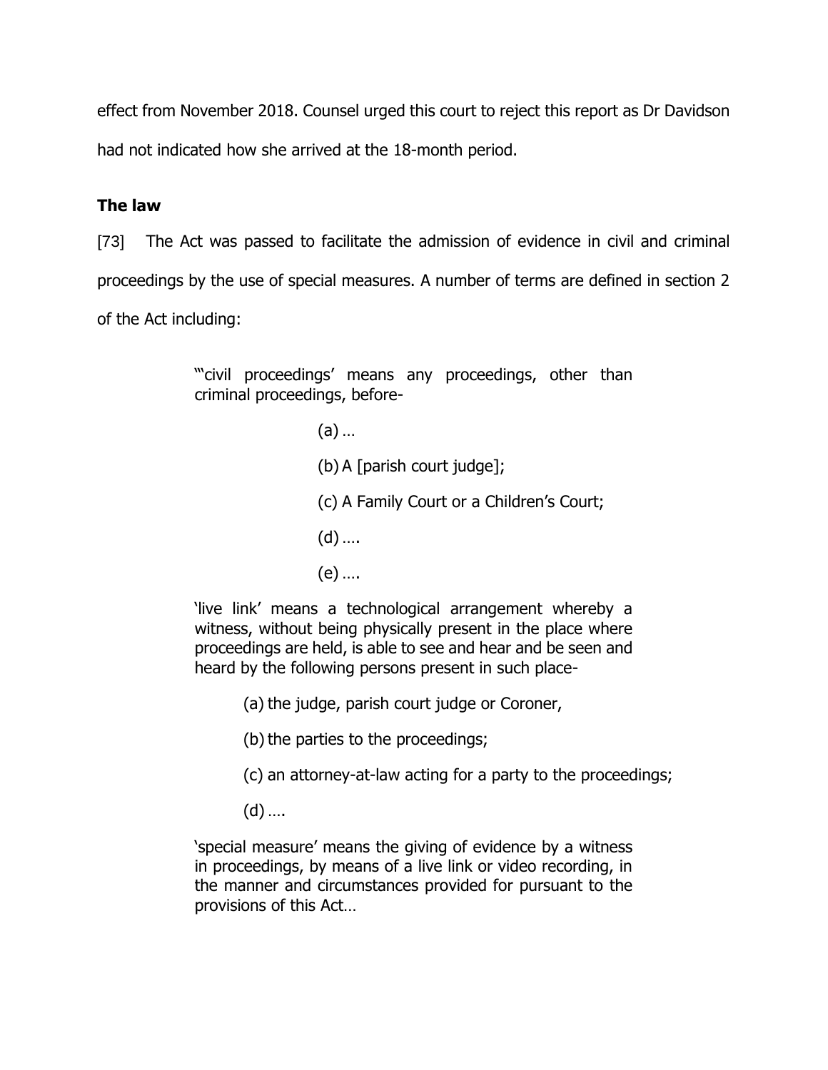effect from November 2018. Counsel urged this court to reject this report as Dr Davidson had not indicated how she arrived at the 18-month period.

**The law**

[73] The Act was passed to facilitate the admission of evidence in civil and criminal proceedings by the use of special measures. A number of terms are defined in section 2 of the Act including:

> "'civil proceedings' means any proceedings, other than criminal proceedings, before-
>
> (a) …
>
> (b) A [parish court judge];
>
> (c) A Family Court or a Children's Court;
>
> (d) ….
>
> (e) ….
>
> 'live link' means a technological arrangement whereby a witness, without being physically present in the place where proceedings are held, is able to see and hear and be seen and heard by the following persons present in such place-
>
> (a) the judge, parish court judge or Coroner,
>
> (b) the parties to the proceedings;
>
> (c) an attorney-at-law acting for a party to the proceedings;
>
> (d) ….
>
> 'special measure' means the giving of evidence by a witness in proceedings, by means of a live link or video recording, in the manner and circumstances provided for pursuant to the provisions of this Act…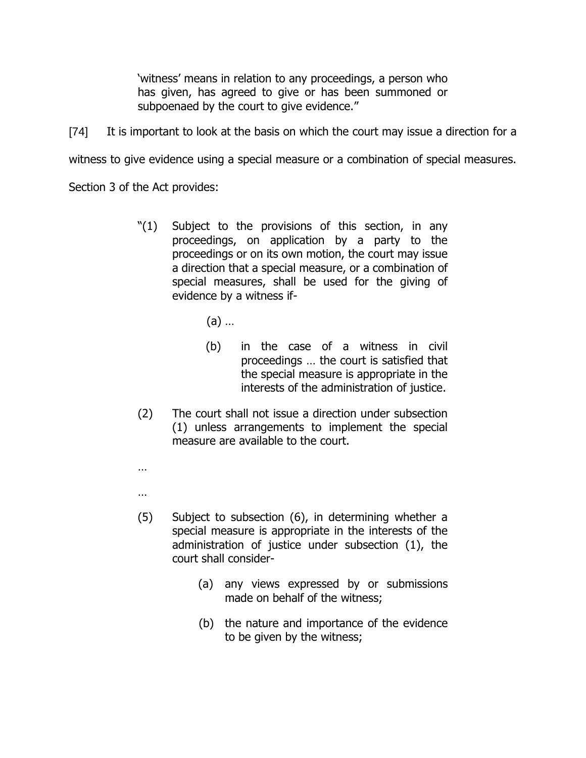> 'witness' means in relation to any proceedings, a person who has given, has agreed to give or has been summoned or subpoenaed by the court to give evidence."

[74] It is important to look at the basis on which the court may issue a direction for a witness to give evidence using a special measure or a combination of special measures. Section 3 of the Act provides:

> "(1) Subject to the provisions of this section, in any proceedings, on application by a party to the proceedings or on its own motion, the court may issue a direction that a special measure, or a combination of special measures, shall be used for the giving of evidence by a witness if-
>
> (a) …
>
> (b) in the case of a witness in civil proceedings … the court is satisfied that the special measure is appropriate in the interests of the administration of justice.
>
> (2) The court shall not issue a direction under subsection (1) unless arrangements to implement the special measure are available to the court.
>
> …
>
> …
>
> (5) Subject to subsection (6), in determining whether a special measure is appropriate in the interests of the administration of justice under subsection (1), the court shall consider-
>
> (a) any views expressed by or submissions made on behalf of the witness;
>
> (b) the nature and importance of the evidence to be given by the witness;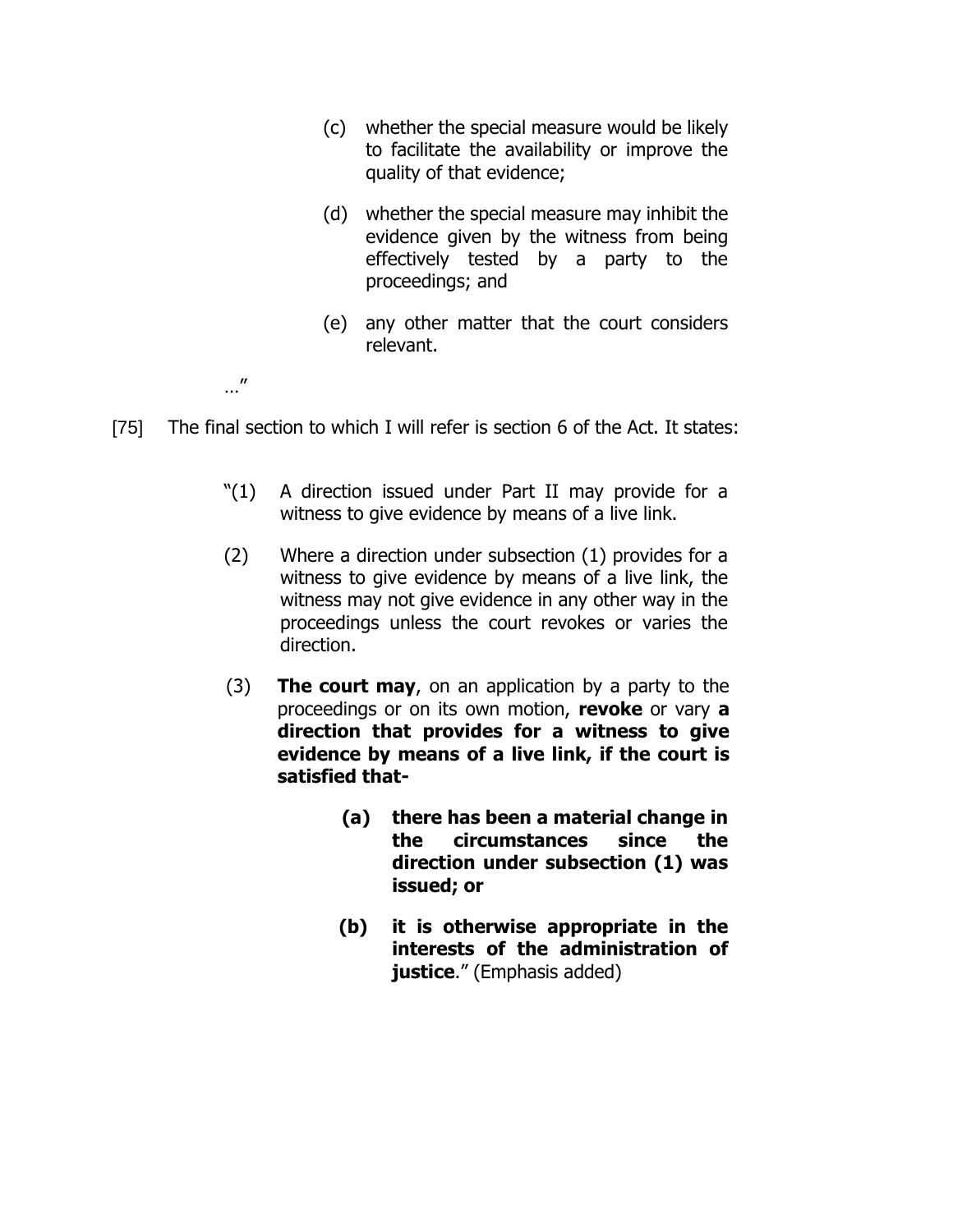> (c) whether the special measure would be likely to facilitate the availability or improve the quality of that evidence;
>
> (d) whether the special measure may inhibit the evidence given by the witness from being effectively tested by a party to the proceedings; and
>
> (e) any other matter that the court considers relevant.
>
> …"

[75] The final section to which I will refer is section 6 of the Act. It states:

> "(1) A direction issued under Part II may provide for a witness to give evidence by means of a live link.
>
> (2) Where a direction under subsection (1) provides for a witness to give evidence by means of a live link, the witness may not give evidence in any other way in the proceedings unless the court revokes or varies the direction.
>
> (3) **The court may**, on an application by a party to the proceedings or on its own motion, **revoke** or vary **a direction that provides for a witness to give evidence by means of a live link, if the court is satisfied that-**
>
> > **(a) there has been a material change in the circumstances since the direction under subsection (1) was issued; or**
> >
> > **(b) it is otherwise appropriate in the interests of the administration of justice**." (Emphasis added)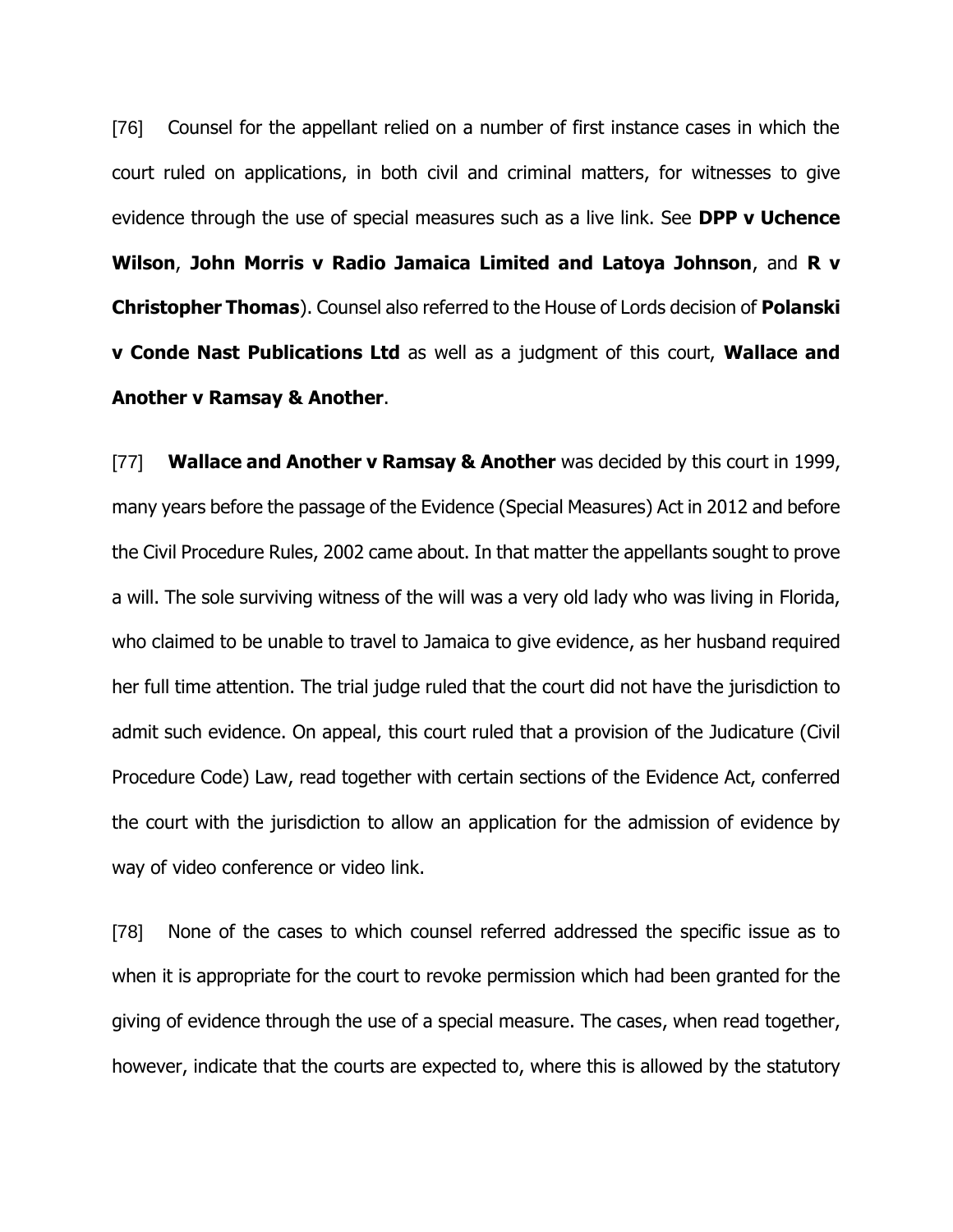[76] Counsel for the appellant relied on a number of first instance cases in which the court ruled on applications, in both civil and criminal matters, for witnesses to give evidence through the use of special measures such as a live link. See **DPP v Uchence Wilson**, **John Morris v Radio Jamaica Limited and Latoya Johnson**, and **R v Christopher Thomas**). Counsel also referred to the House of Lords decision of **Polanski v Conde Nast Publications Ltd** as well as a judgment of this court, **Wallace and Another v Ramsay & Another**.

[77] **Wallace and Another v Ramsay & Another** was decided by this court in 1999, many years before the passage of the Evidence (Special Measures) Act in 2012 and before the Civil Procedure Rules, 2002 came about. In that matter the appellants sought to prove a will. The sole surviving witness of the will was a very old lady who was living in Florida, who claimed to be unable to travel to Jamaica to give evidence, as her husband required her full time attention. The trial judge ruled that the court did not have the jurisdiction to admit such evidence. On appeal, this court ruled that a provision of the Judicature (Civil Procedure Code) Law, read together with certain sections of the Evidence Act, conferred the court with the jurisdiction to allow an application for the admission of evidence by way of video conference or video link.

[78] None of the cases to which counsel referred addressed the specific issue as to when it is appropriate for the court to revoke permission which had been granted for the giving of evidence through the use of a special measure. The cases, when read together, however, indicate that the courts are expected to, where this is allowed by the statutory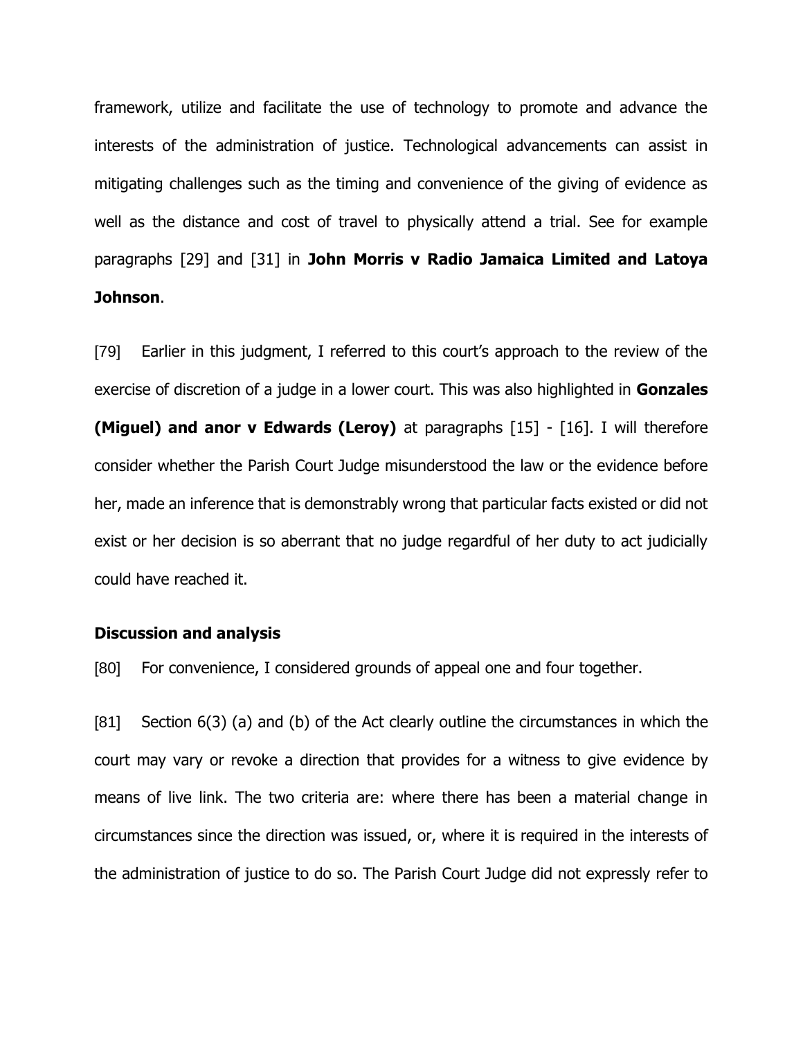framework, utilize and facilitate the use of technology to promote and advance the interests of the administration of justice. Technological advancements can assist in mitigating challenges such as the timing and convenience of the giving of evidence as well as the distance and cost of travel to physically attend a trial. See for example paragraphs [29] and [31] in **John Morris v Radio Jamaica Limited and Latoya Johnson**.

[79] Earlier in this judgment, I referred to this court's approach to the review of the exercise of discretion of a judge in a lower court. This was also highlighted in **Gonzales (Miguel) and anor v Edwards (Leroy)** at paragraphs [15] - [16]. I will therefore consider whether the Parish Court Judge misunderstood the law or the evidence before her, made an inference that is demonstrably wrong that particular facts existed or did not exist or her decision is so aberrant that no judge regardful of her duty to act judicially could have reached it.

**Discussion and analysis**

[80] For convenience, I considered grounds of appeal one and four together.

[81] Section 6(3) (a) and (b) of the Act clearly outline the circumstances in which the court may vary or revoke a direction that provides for a witness to give evidence by means of live link. The two criteria are: where there has been a material change in circumstances since the direction was issued, or, where it is required in the interests of the administration of justice to do so. The Parish Court Judge did not expressly refer to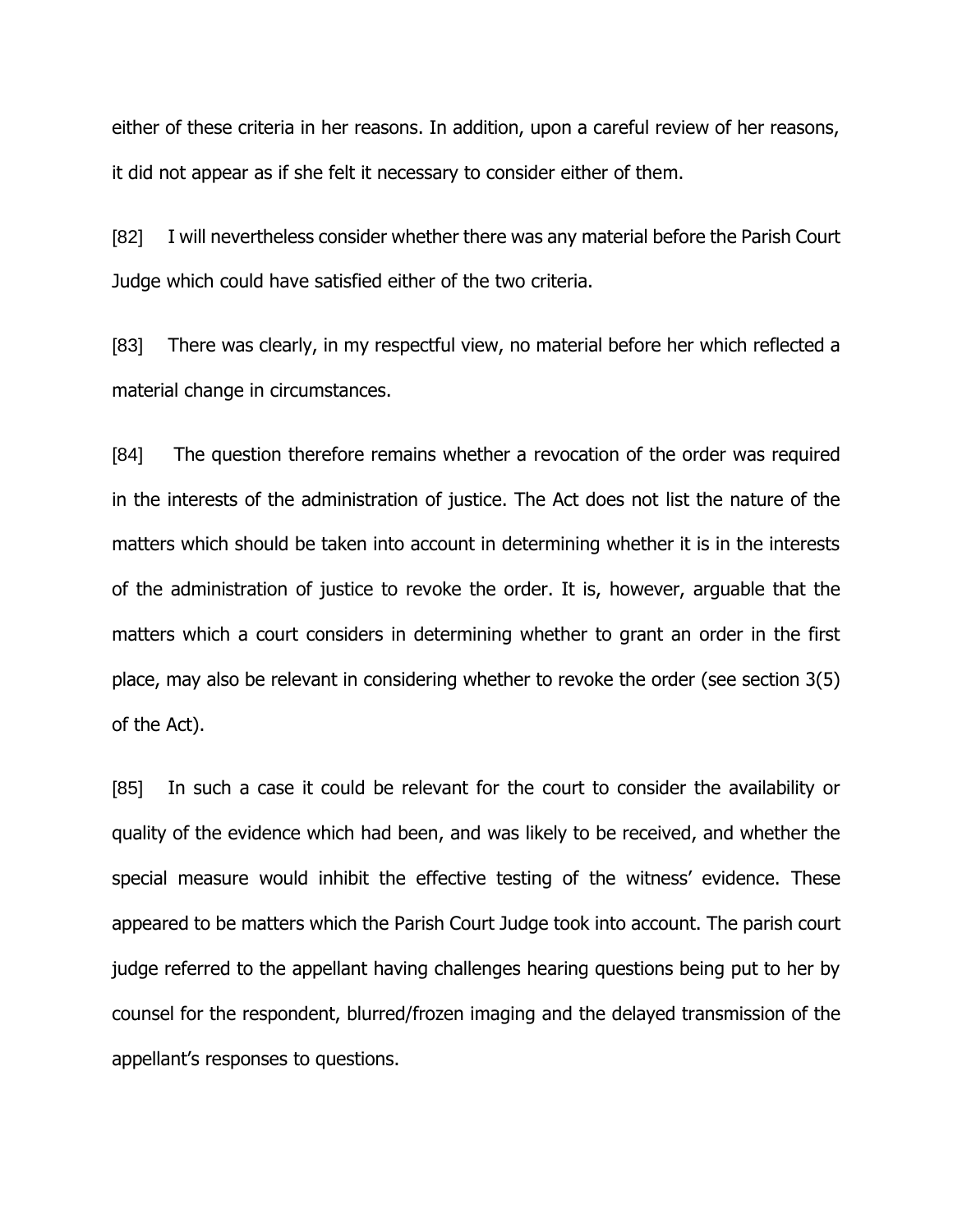either of these criteria in her reasons. In addition, upon a careful review of her reasons, it did not appear as if she felt it necessary to consider either of them.

[82] I will nevertheless consider whether there was any material before the Parish Court Judge which could have satisfied either of the two criteria.

[83] There was clearly, in my respectful view, no material before her which reflected a material change in circumstances.

[84] The question therefore remains whether a revocation of the order was required in the interests of the administration of justice. The Act does not list the nature of the matters which should be taken into account in determining whether it is in the interests of the administration of justice to revoke the order. It is, however, arguable that the matters which a court considers in determining whether to grant an order in the first place, may also be relevant in considering whether to revoke the order (see section 3(5) of the Act).

[85] In such a case it could be relevant for the court to consider the availability or quality of the evidence which had been, and was likely to be received, and whether the special measure would inhibit the effective testing of the witness' evidence. These appeared to be matters which the Parish Court Judge took into account. The parish court judge referred to the appellant having challenges hearing questions being put to her by counsel for the respondent, blurred/frozen imaging and the delayed transmission of the appellant's responses to questions.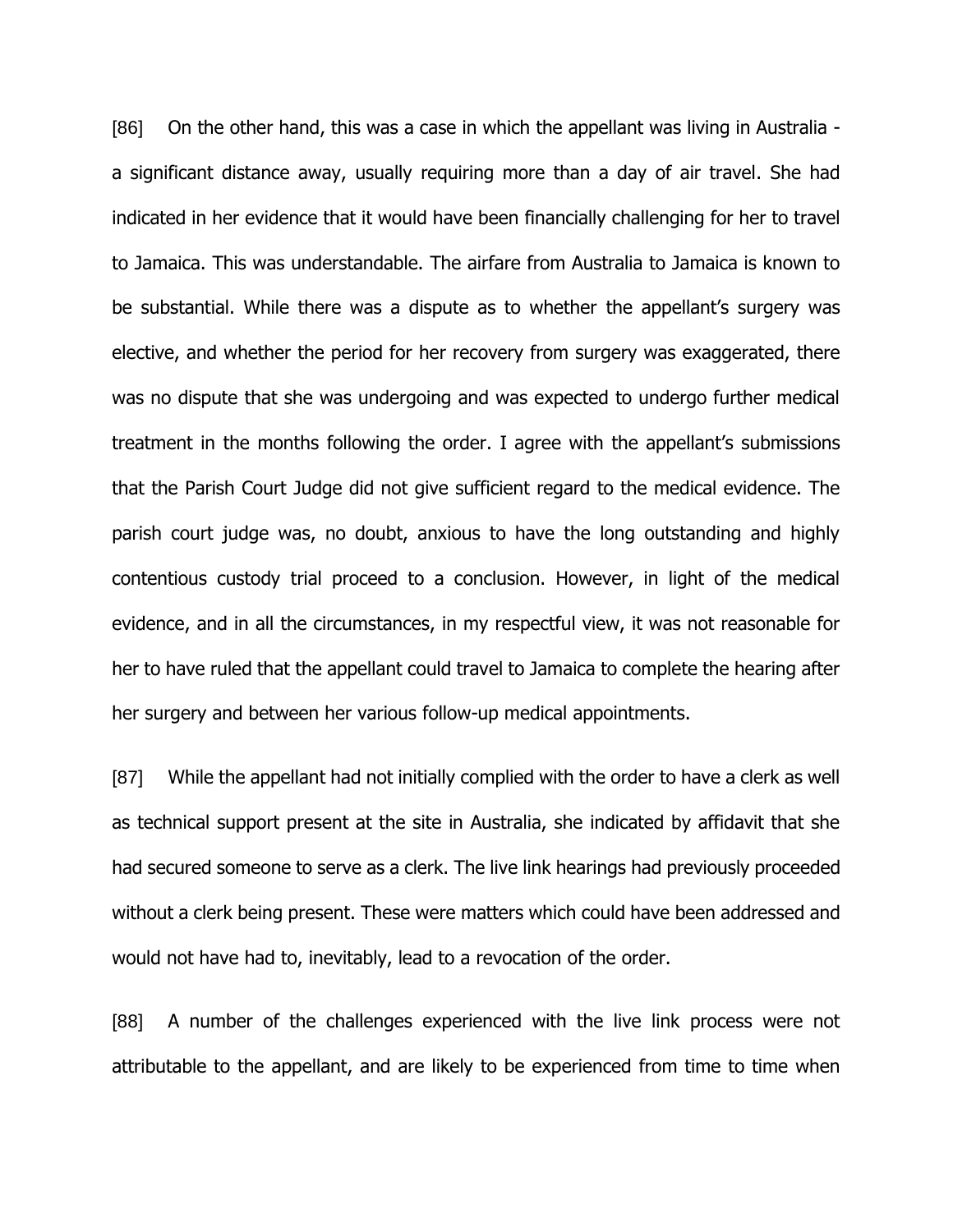[86] On the other hand, this was a case in which the appellant was living in Australia - a significant distance away, usually requiring more than a day of air travel. She had indicated in her evidence that it would have been financially challenging for her to travel to Jamaica. This was understandable. The airfare from Australia to Jamaica is known to be substantial. While there was a dispute as to whether the appellant's surgery was elective, and whether the period for her recovery from surgery was exaggerated, there was no dispute that she was undergoing and was expected to undergo further medical treatment in the months following the order. I agree with the appellant's submissions that the Parish Court Judge did not give sufficient regard to the medical evidence. The parish court judge was, no doubt, anxious to have the long outstanding and highly contentious custody trial proceed to a conclusion. However, in light of the medical evidence, and in all the circumstances, in my respectful view, it was not reasonable for her to have ruled that the appellant could travel to Jamaica to complete the hearing after her surgery and between her various follow-up medical appointments.

[87] While the appellant had not initially complied with the order to have a clerk as well as technical support present at the site in Australia, she indicated by affidavit that she had secured someone to serve as a clerk. The live link hearings had previously proceeded without a clerk being present. These were matters which could have been addressed and would not have had to, inevitably, lead to a revocation of the order.

[88] A number of the challenges experienced with the live link process were not attributable to the appellant, and are likely to be experienced from time to time when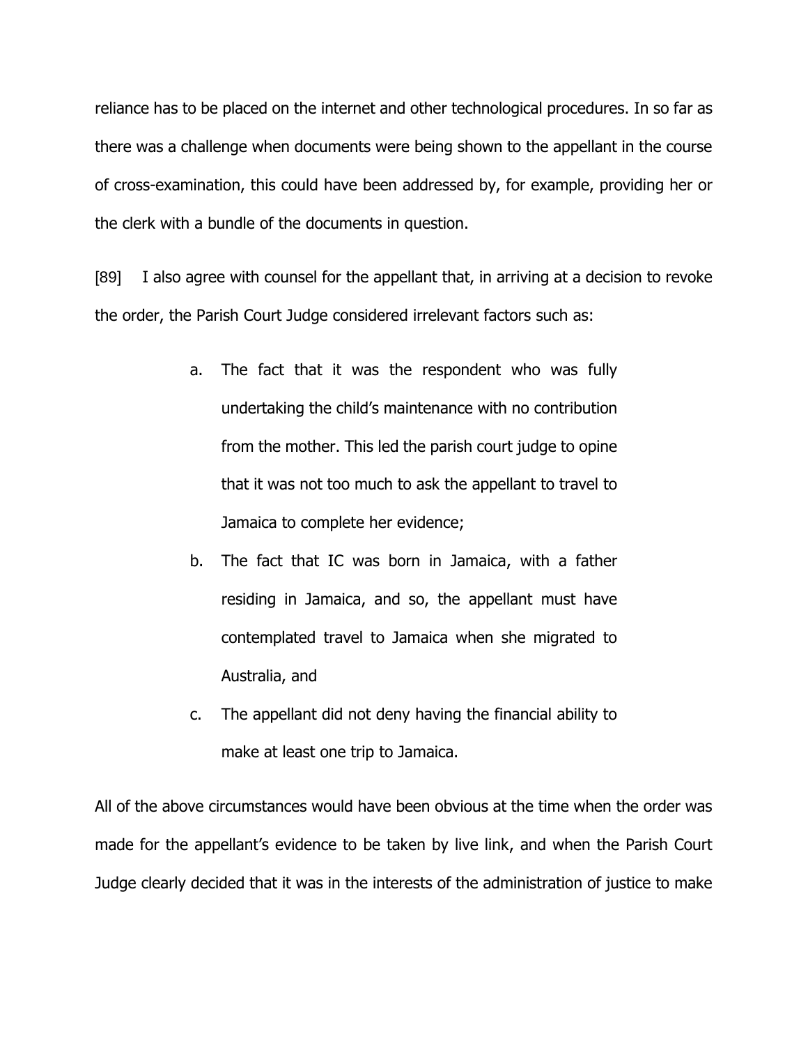reliance has to be placed on the internet and other technological procedures. In so far as there was a challenge when documents were being shown to the appellant in the course of cross-examination, this could have been addressed by, for example, providing her or the clerk with a bundle of the documents in question.

[89] I also agree with counsel for the appellant that, in arriving at a decision to revoke the order, the Parish Court Judge considered irrelevant factors such as:

> a. The fact that it was the respondent who was fully undertaking the child's maintenance with no contribution from the mother. This led the parish court judge to opine that it was not too much to ask the appellant to travel to Jamaica to complete her evidence;
>
> b. The fact that IC was born in Jamaica, with a father residing in Jamaica, and so, the appellant must have contemplated travel to Jamaica when she migrated to Australia, and
>
> c. The appellant did not deny having the financial ability to make at least one trip to Jamaica.

All of the above circumstances would have been obvious at the time when the order was made for the appellant's evidence to be taken by live link, and when the Parish Court Judge clearly decided that it was in the interests of the administration of justice to make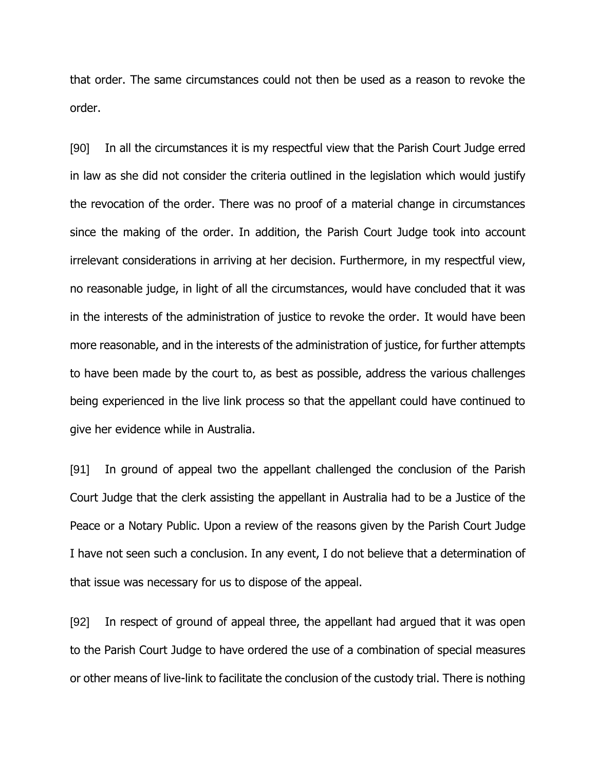that order. The same circumstances could not then be used as a reason to revoke the order.

[90] In all the circumstances it is my respectful view that the Parish Court Judge erred in law as she did not consider the criteria outlined in the legislation which would justify the revocation of the order. There was no proof of a material change in circumstances since the making of the order. In addition, the Parish Court Judge took into account irrelevant considerations in arriving at her decision. Furthermore, in my respectful view, no reasonable judge, in light of all the circumstances, would have concluded that it was in the interests of the administration of justice to revoke the order. It would have been more reasonable, and in the interests of the administration of justice, for further attempts to have been made by the court to, as best as possible, address the various challenges being experienced in the live link process so that the appellant could have continued to give her evidence while in Australia.

[91] In ground of appeal two the appellant challenged the conclusion of the Parish Court Judge that the clerk assisting the appellant in Australia had to be a Justice of the Peace or a Notary Public. Upon a review of the reasons given by the Parish Court Judge I have not seen such a conclusion. In any event, I do not believe that a determination of that issue was necessary for us to dispose of the appeal.

[92] In respect of ground of appeal three, the appellant had argued that it was open to the Parish Court Judge to have ordered the use of a combination of special measures or other means of live-link to facilitate the conclusion of the custody trial. There is nothing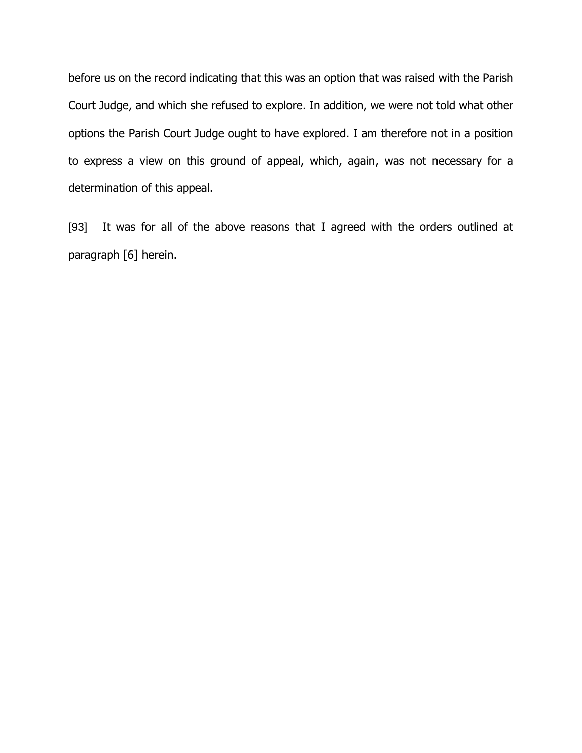before us on the record indicating that this was an option that was raised with the Parish Court Judge, and which she refused to explore. In addition, we were not told what other options the Parish Court Judge ought to have explored. I am therefore not in a position to express a view on this ground of appeal, which, again, was not necessary for a determination of this appeal.

[93] It was for all of the above reasons that I agreed with the orders outlined at paragraph [6] herein.